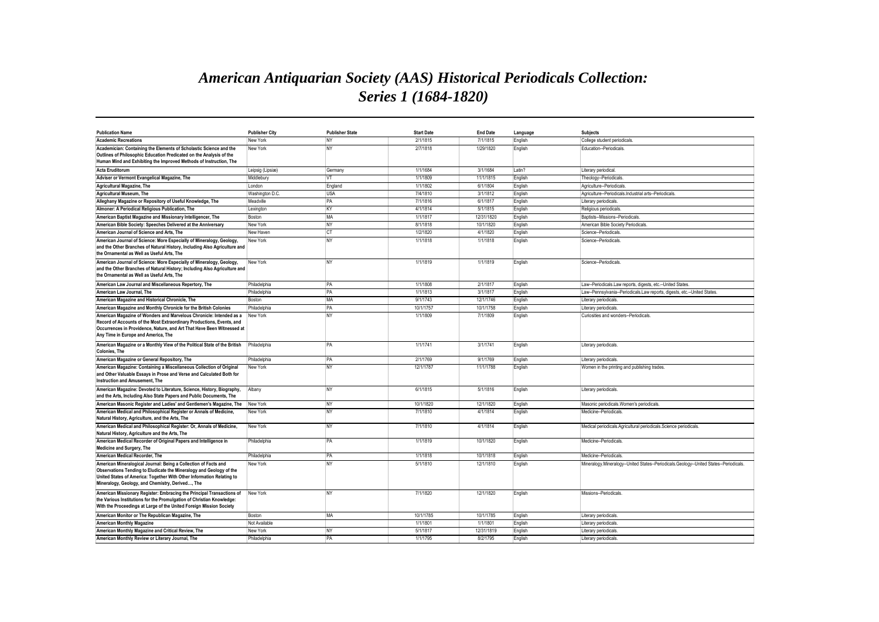# *American Antiquarian Society (AAS) Historical Periodicals Collection: Series 1 (1684-1820)*

| Publication Name | Publisher City | Publisher State | Start Date | End Date | Language | Subjects |
|---|---|---|---|---|---|---|
| Academic Recreations | New York | NY | 2/1/1815 | 7/1/1815 | English | College student periodicals. |
| Academician: Containing the Elements of Scholastic Science and the Outlines of Philosophic Education Predicated on the Analysis of the Human Mind and Exhibiting the Improved Methods of Instruction, The | New York | NY | 2/7/1818 | 1/29/1820 | English | Education--Periodicals. |
| Acta Eruditorum | Leipsig (Lipsiæ) | Germany | 1/1/1684 | 3/1/1684 | Latin? | Literary periodical. |
| Adviser or Vermont Evangelical Magazine, The | Middlebury | VT | 1/1/1809 | 11/1/1815 | English | Theology--Periodicals. |
| Agricultural Magazine, The | London | England | 1/1/1802 | 6/1/1804 | English | Agriculture--Periodicals. |
| Agricultural Museum, The | Washington D.C. | USA | 7/4/1810 | 3/1/1812 | English | Agriculture--Periodicals.Industrial arts--Periodicals. |
| Alleghany Magazine or Repository of Useful Knowledge, The | Meadville | PA | 7/1/1816 | 6/1/1817 | English | Literary periodicals. |
| Almoner: A Periodical Religious Publication, The | Lexington | KY | 4/1/1814 | 5/1/1815 | English | Religious periodicals. |
| American Baptist Magazine and Missionary Intelligencer, The | Boston | MA | 1/1/1817 | 12/31/1820 | English | Baptists--Missions--Periodicals. |
| American Bible Society: Speeches Delivered at the Anniversary | New York | NY | 8/1/1818 | 10/1/1820 | English | American Bible Society Periodicals. |
| American Journal of Science and Arts, The | New Haven | CT | 1/2/1820 | 4/1/1820 | English | Science--Periodicals. |
| American Journal of Science: More Especially of Mineralogy, Geology, and the Other Branches of Natural History, Including Also Agriculture and the Ornamental as Well as Useful Arts, The | New York | NY | 1/1/1818 | 1/1/1818 | English | Science--Periodicals. |
| American Journal of Science: More Especially of Mineralogy, Geology, and the Other Branches of Natural History; Including Also Agriculture and the Ornamental as Well as Useful Arts, The | New York | NY | 1/1/1819 | 1/1/1819 | English | Science--Periodicals. |
| American Law Journal and Miscellaneous Repertory, The | Philadelphia | PA | 1/1/1808 | 2/1/1817 | English | Law--Periodicals.Law reports, digests, etc.--United States. |
| American Law Journal, The | Philadelphia | PA | 1/1/1813 | 3/1/1817 | English | Law--Pennsylvania--Periodicals.Law reports, digests, etc.--United States. |
| American Magazine and Historical Chronicle, The | Boston | MA | 9/1/1743 | 12/1/1746 | English | Literary periodicals. |
| American Magazine and Monthly Chronicle for the British Colonies | Philadelphia | PA | 10/1/1757 | 10/1/1758 | English | Literary periodicals. |
| American Magazine of Wonders and Marvelous Chronicle: Intended as a Record of Accounts of the Most Extraordinary Productions, Events, and Occurrences in Providence, Nature, and Art That Have Been Witnessed at Any Time in Europe and America, The | New York | NY | 1/1/1809 | 7/1/1809 | English | Curiosities and wonders--Periodicals. |
| American Magazine or a Monthly View of the Political State of the British Colonies, The | Philadelphia | PA | 1/1/1741 | 3/1/1741 | English | Literary periodicals. |
| American Magazine or General Repository, The | Philadelphia | PA | 2/1/1769 | 9/1/1769 | English | Literary periodicals. |
| American Magazine: Containing a Miscellaneous Collection of Original and Other Valuable Essays in Prose and Verse and Calculated Both for Instruction and Amusement, The | New York | NY | 12/1/1787 | 11/1/1788 | English | Women in the printing and publishing trades. |
| American Magazine: Devoted to Literature, Science, History, Biography, and the Arts, Including Also State Papers and Public Documents, The | Albany | NY | 6/1/1815 | 5/1/1816 | English | Literary periodicals. |
| American Masonic Register and Ladies' and Gentlemen's Magazine, The | New York | NY | 10/1/1820 | 12/1/1820 | English | Masonic periodicals.Women's periodicals. |
| American Medical and Philosophical Register or Annals of Medicine, Natural History, Agriculture, and the Arts, The | New York | NY | 7/1/1810 | 4/1/1814 | English | Medicine--Periodicals. |
| American Medical and Philosophical Register: Or, Annals of Medicine, Natural History, Agriculture and the Arts, The | New York | NY | 7/1/1810 | 4/1/1814 | English | Medical periodicals.Agricultural periodicals.Science periodicals. |
| American Medical Recorder of Original Papers and Intelligence in Medicine and Surgery, The | Philadelphia | PA | 1/1/1819 | 10/1/1820 | English | Medicine--Periodicals. |
| American Medical Recorder, The | Philadelphia | PA | 1/1/1818 | 10/1/1818 | English | Medicine--Periodicals. |
| American Mineralogical Journal: Being a Collection of Facts and Observations Tending to Elucidate the Mineralogy and Geology of the United States of America: Together With Other Information Relating to Mineralogy, Geology, and Chemistry, Derived..., The | New York | NY | 5/1/1810 | 12/1/1810 | English | Mineralogy.Mineralogy--United States--Periodicals.Geology--United States--Periodicals. |
| American Missionary Register: Embracing the Principal Transactions of the Various Institutions for the Promulgation of Christian Knowledge: With the Proceedings at Large of the United Foreign Mission Society | New York | NY | 7/1/1820 | 12/1/1820 | English | Missions--Periodicals. |
| American Monitor or The Republican Magazine, The | Boston | MA | 10/1/1785 | 10/1/1785 | English | Literary periodicals. |
| American Monthly Magazine | Not Available | | 1/1/1801 | 1/1/1801 | English | Literary periodicals. |
| American Monthly Magazine and Critical Review, The | New York | NY | 5/1/1817 | 12/31/1819 | English | Literary periodicals. |
| American Monthly Review or Literary Journal, The | Philadelphia | PA | 1/1/1795 | 8/2/1795 | English | Literary periodicals. |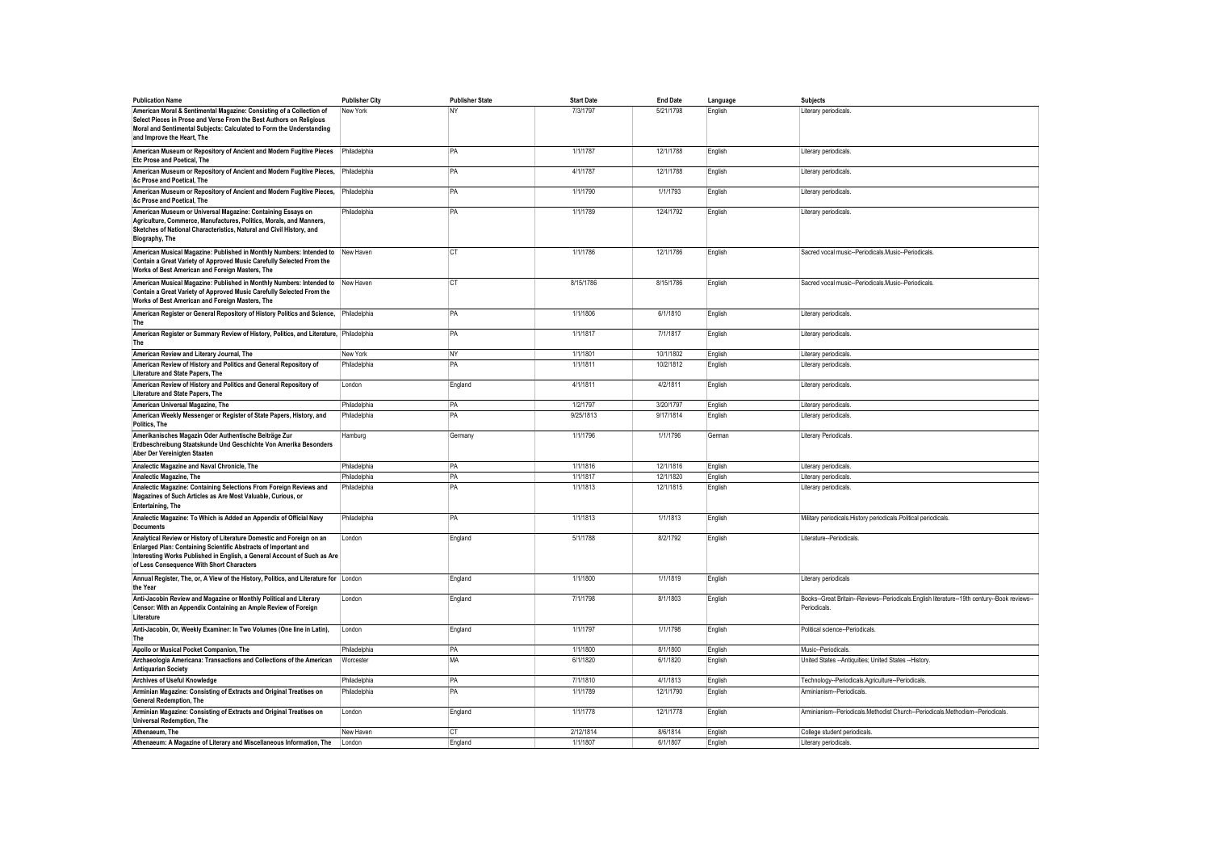| Publication Name | Publisher City | Publisher State | Start Date | End Date | Language | Subjects |
|---|---|---|---|---|---|---|
| American Moral & Sentimental Magazine: Consisting of a Collection of Select Pieces in Prose and Verse From the Best Authors on Religious Moral and Sentimental Subjects: Calculated to Form the Understanding and Improve the Heart, The | New York | NY | 7/3/1797 | 5/21/1798 | English | Literary periodicals. |
| American Museum or Repository of Ancient and Modern Fugitive Pieces Etc Prose and Poetical, The | Philadelphia | PA | 1/1/1787 | 12/1/1788 | English | Literary periodicals. |
| American Museum or Repository of Ancient and Modern Fugitive Pieces, &c Prose and Poetical, The | Philadelphia | PA | 4/1/1787 | 12/1/1788 | English | Literary periodicals. |
| American Museum or Repository of Ancient and Modern Fugitive Pieces, &c Prose and Poetical, The | Philadelphia | PA | 1/1/1790 | 1/1/1793 | English | Literary periodicals. |
| American Museum or Universal Magazine: Containing Essays on Agriculture, Commerce, Manufactures, Politics, Morals, and Manners, Sketches of National Characteristics, Natural and Civil History, and Biography, The | Philadelphia | PA | 1/1/1789 | 12/4/1792 | English | Literary periodicals. |
| American Musical Magazine: Published in Monthly Numbers: Intended to Contain a Great Variety of Approved Music Carefully Selected From the Works of Best American and Foreign Masters, The | New Haven | CT | 1/1/1786 | 12/1/1786 | English | Sacred vocal music--Periodicals.Music--Periodicals. |
| American Musical Magazine: Published in Monthly Numbers: Intended to Contain a Great Variety of Approved Music Carefully Selected From the Works of Best American and Foreign Masters, The | New Haven | CT | 8/15/1786 | 8/15/1786 | English | Sacred vocal music--Periodicals.Music--Periodicals. |
| American Register or General Repository of History Politics and Science, The | Philadelphia | PA | 1/1/1806 | 6/1/1810 | English | Literary periodicals. |
| American Register or Summary Review of History, Politics, and Literature, The | Philadelphia | PA | 1/1/1817 | 7/1/1817 | English | Literary periodicals. |
| American Review and Literary Journal, The | New York | NY | 1/1/1801 | 10/1/1802 | English | Literary periodicals. |
| American Review of History and Politics and General Repository of Literature and State Papers, The | Philadelphia | PA | 1/1/1811 | 10/2/1812 | English | Literary periodicals. |
| American Review of History and Politics and General Repository of Literature and State Papers, The | London | England | 4/1/1811 | 4/2/1811 | English | Literary periodicals. |
| American Universal Magazine, The | Philadelphia | PA | 1/2/1797 | 3/20/1797 | English | Literary periodicals. |
| American Weekly Messenger or Register of State Papers, History, and Politics, The | Philadelphia | PA | 9/25/1813 | 9/17/1814 | English | Literary periodicals. |
| Amerikanisches Magazin Oder Authentische Beiträge Zur Erdbeschreibung Staatskunde Und Geschichte Von Amerika Besonders Aber Der Vereinigten Staaten | Hamburg | Germany | 1/1/1796 | 1/1/1796 | German | Literary Periodicals. |
| Analectic Magazine and Naval Chronicle, The | Philadelphia | PA | 1/1/1816 | 12/1/1816 | English | Literary periodicals. |
| Analectic Magazine, The | Philadelphia | PA | 1/1/1817 | 12/1/1820 | English | Literary periodicals. |
| Analectic Magazine: Containing Selections From Foreign Reviews and Magazines of Such Articles as Are Most Valuable, Curious, or Entertaining, The | Philadelphia | PA | 1/1/1813 | 12/1/1815 | English | Literary periodicals. |
| Analectic Magazine: To Which is Added an Appendix of Official Navy Documents | Philadelphia | PA | 1/1/1813 | 1/1/1813 | English | Military periodicals.History periodicals.Political periodicals. |
| Analytical Review or History of Literature Domestic and Foreign on an Enlarged Plan: Containing Scientific Abstracts of Important and Interesting Works Published in English, a General Account of Such as Are of Less Consequence With Short Characters | London | England | 5/1/1788 | 8/2/1792 | English | Literature--Periodicals. |
| Annual Register, The, or, A View of the History, Politics, and Literature for the Year | London | England | 1/1/1800 | 1/1/1819 | English | Literary periodicals |
| Anti-Jacobin Review and Magazine or Monthly Political and Literary Censor: With an Appendix Containing an Ample Review of Foreign Literature | London | England | 7/1/1798 | 8/1/1803 | English | Books--Great Britain--Reviews--Periodicals.English literature--19th century--Book reviews--Periodicals. |
| Anti-Jacobin, Or, Weekly Examiner: In Two Volumes (One line in Latin), The | London | England | 1/1/1797 | 1/1/1798 | English | Political science--Periodicals. |
| Apollo or Musical Pocket Companion, The | Philadelphia | PA | 1/1/1800 | 8/1/1800 | English | Music--Periodicals. |
| Archaeologia Americana: Transactions and Collections of the American Antiquarian Society | Worcester | MA | 6/1/1820 | 6/1/1820 | English | United States --Antiquities; United States --History. |
| Archives of Useful Knowledge | Philadelphia | PA | 7/1/1810 | 4/1/1813 | English | Technology--Periodicals.Agriculture--Periodicals. |
| Arminian Magazine: Consisting of Extracts and Original Treatises on General Redemption, The | Philadelphia | PA | 1/1/1789 | 12/1/1790 | English | Arminianism--Periodicals. |
| Arminian Magazine: Consisting of Extracts and Original Treatises on Universal Redemption, The | London | England | 1/1/1778 | 12/1/1778 | English | Arminianism--Periodicals.Methodist Church--Periodicals.Methodism--Periodicals. |
| Athenaeum, The | New Haven | CT | 2/12/1814 | 8/6/1814 | English | College student periodicals. |
| Athenaeum: A Magazine of Literary and Miscellaneous Information, The | London | England | 1/1/1807 | 6/1/1807 | English | Literary periodicals. |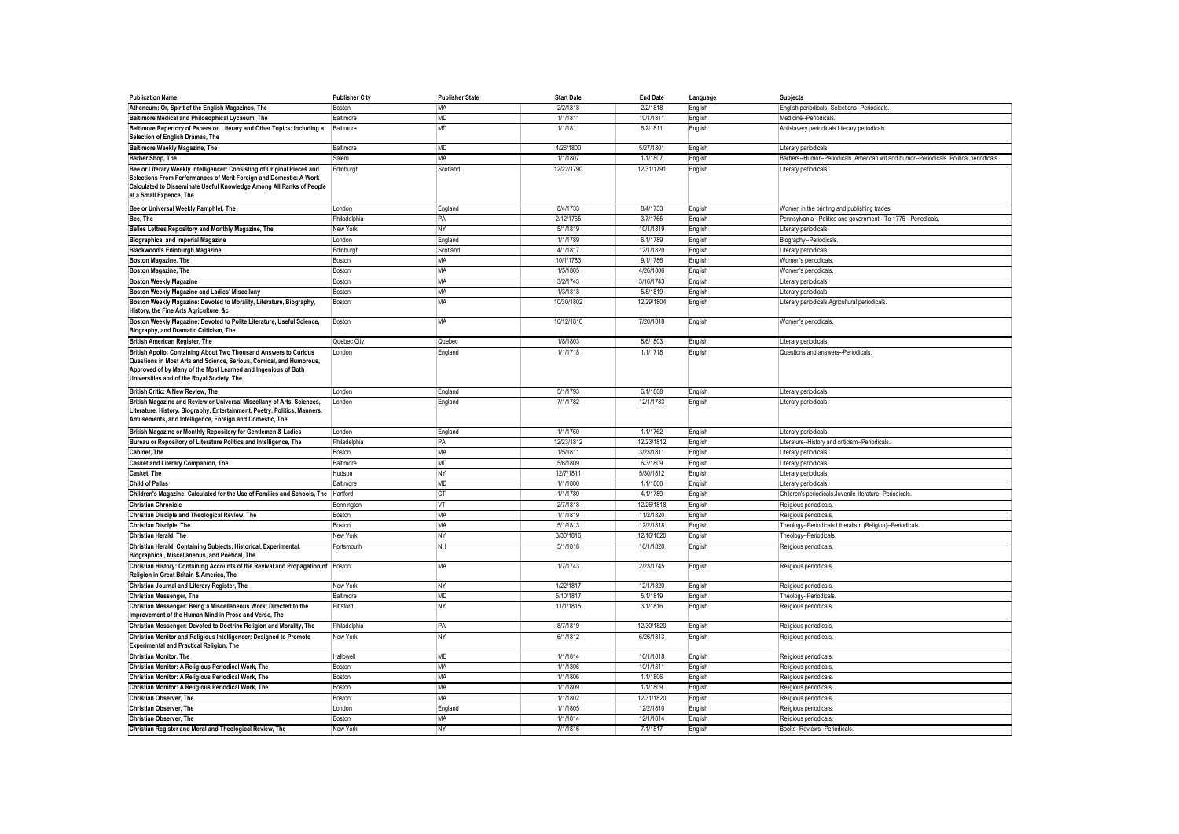| Publication Name | Publisher City | Publisher State | Start Date | End Date | Language | Subjects |
|---|---|---|---|---|---|---|
| Atheneum: Or, Spirit of the English Magazines, The | Boston | MA | 2/2/1818 | 2/2/1818 | English | English periodicals--Selections--Periodicals. |
| Baltimore Medical and Philosophical Lycaeum, The | Baltimore | MD | 1/1/1811 | 10/1/1811 | English | Medicine--Periodicals. |
| Baltimore Repertory of Papers on Literary and Other Topics: Including a Selection of English Dramas, The | Baltimore | MD | 1/1/1811 | 6/2/1811 | English | Antislavery periodicals.Literary periodicals. |
| Baltimore Weekly Magazine, The | Baltimore | MD | 4/26/1800 | 5/27/1801 | English | Literary periodicals. |
| Barber Shop, The | Salem | MA | 1/1/1807 | 1/1/1807 | English | Barbers--Humor--Periodicals. American wit and humor--Periodicals. Political periodicals. |
| Bee or Literary Weekly Intelligencer: Consisting of Original Pieces and Selections From Performances of Merit Foreign and Domestic: A Work Calculated to Disseminate Useful Knowledge Among All Ranks of People at a Small Expence, The | Edinburgh | Scotland | 12/22/1790 | 12/31/1791 | English | Literary periodicals. |
| Bee or Universal Weekly Pamphlet, The | London | England | 8/4/1733 | 8/4/1733 | English | Women in the printing and publishing trades. |
| Bee, The | Philadelphia | PA | 2/12/1765 | 3/7/1765 | English | Pennsylvania --Politics and government --To 1775 --Periodicals. |
| Belles Lettres Repository and Monthly Magazine, The | New York | NY | 5/1/1819 | 10/1/1819 | English | Literary periodicals. |
| Biographical and Imperial Magazine | London | England | 1/1/1789 | 6/1/1789 | English | Biography--Periodicals. |
| Blackwood's Edinburgh Magazine | Edinburgh | Scotland | 4/1/1817 | 12/1/1820 | English | Literary periodicals. |
| Boston Magazine, The | Boston | MA | 10/1/1783 | 9/1/1786 | English | Women's periodicals. |
| Boston Magazine, The | Boston | MA | 1/5/1805 | 4/26/1806 | English | Women's periodicals. |
| Boston Weekly Magazine | Boston | MA | 3/2/1743 | 3/16/1743 | English | Literary periodicals. |
| Boston Weekly Magazine and Ladies' Miscellany | Boston | MA | 1/3/1818 | 5/8/1819 | English | Literary periodicals. |
| Boston Weekly Magazine: Devoted to Morality, Literature, Biography, History, the Fine Arts Agriculture, &c | Boston | MA | 10/30/1802 | 12/29/1804 | English | Literary periodicals.Agricultural periodicals. |
| Boston Weekly Magazine: Devoted to Polite Literature, Useful Science, Biography, and Dramatic Criticism, The | Boston | MA | 10/12/1816 | 7/20/1818 | English | Women's periodicals. |
| British American Register, The | Quebec City | Quebec | 1/8/1803 | 8/6/1803 | English | Literary periodicals. |
| British Apollo: Containing About Two Thousand Answers to Curious Questions in Most Arts and Science, Serious, Comical, and Humorous, Approved of by Many of the Most Learned and Ingenious of Both Universities and of the Royal Society, The | London | England | 1/1/1718 | 1/1/1718 | English | Questions and answers--Periodicals. |
| British Critic: A New Review, The | London | England | 5/1/1793 | 6/1/1808 | English | Literary periodicals. |
| British Magazine and Review or Universal Miscellany of Arts, Sciences, Literature, History, Biography, Entertainment, Poetry, Politics, Manners, Amusements, and Intelligence, Foreign and Domestic, The | London | England | 7/1/1782 | 12/1/1783 | English | Literary periodicals. |
| British Magazine or Monthly Repository for Gentlemen & Ladies | London | England | 1/1/1760 | 1/1/1762 | English | Literary periodicals. |
| Bureau or Repository of Literature Politics and Intelligence, The | Philadelphia | PA | 12/23/1812 | 12/23/1812 | English | Literature--History and criticism--Periodicals. |
| Cabinet, The | Boston | MA | 1/5/1811 | 3/23/1811 | English | Literary periodicals. |
| Casket and Literary Companion, The | Baltimore | MD | 5/6/1809 | 6/3/1809 | English | Literary periodicals. |
| Casket, The | Hudson | NY | 12/7/1811 | 5/30/1812 | English | Literary periodicals. |
| Child of Pallas | Baltimore | MD | 1/1/1800 | 1/1/1800 | English | Literary periodicals. |
| Children's Magazine: Calculated for the Use of Families and Schools, The | Hartford | CT | 1/1/1789 | 4/1/1789 | English | Children's periodicals.Juvenile literature--Periodicals. |
| Christian Chronicle | Bennington | VT | 2/7/1818 | 12/26/1818 | English | Religious periodicals. |
| Christian Disciple and Theological Review, The | Boston | MA | 1/1/1819 | 11/2/1820 | English | Religious periodicals. |
| Christian Disciple, The | Boston | MA | 5/1/1813 | 12/2/1818 | English | Theology--Periodicals.Liberalism (Religion)--Periodicals. |
| Christian Herald, The | New York | NY | 3/30/1816 | 12/16/1820 | English | Theology--Periodicals. |
| Christian Herald: Containing Subjects, Historical, Experimental, Biographical, Miscellaneous, and Poetical, The | Portsmouth | NH | 5/1/1818 | 10/1/1820 | English | Religious periodicals. |
| Christian History: Containing Accounts of the Revival and Propagation of Religion in Great Britain & America, The | Boston | MA | 1/7/1743 | 2/23/1745 | English | Religious periodicals. |
| Christian Journal and Literary Register, The | New York | NY | 1/22/1817 | 12/1/1820 | English | Religious periodicals. |
| Christian Messenger, The | Baltimore | MD | 5/10/1817 | 5/1/1819 | English | Theology--Periodicals. |
| Christian Messenger: Being a Miscellaneous Work; Directed to the Improvement of the Human Mind in Prose and Verse, The | Pittsford | NY | 11/1/1815 | 3/1/1816 | English | Religious periodicals. |
| Christian Messenger: Devoted to Doctrine Religion and Morality, The | Philadelphia | PA | 8/7/1819 | 12/30/1820 | English | Religious periodicals. |
| Christian Monitor and Religious Intelligencer: Designed to Promote Experimental and Practical Religion, The | New York | NY | 6/1/1812 | 6/26/1813 | English | Religious periodicals. |
| Christian Monitor, The | Hallowell | ME | 1/1/1814 | 10/1/1818 | English | Religious periodicals. |
| Christian Monitor: A Religious Periodical Work, The | Boston | MA | 1/1/1806 | 10/1/1811 | English | Religious periodicals. |
| Christian Monitor: A Religious Periodical Work, The | Boston | MA | 1/1/1806 | 1/1/1806 | English | Religious periodicals. |
| Christian Monitor: A Religious Periodical Work, The | Boston | MA | 1/1/1809 | 1/1/1809 | English | Religious periodicals. |
| Christian Observer, The | Boston | MA | 1/1/1802 | 12/31/1820 | English | Religious periodicals. |
| Christian Observer, The | London | England | 1/1/1805 | 12/2/1810 | English | Religious periodicals. |
| Christian Observer, The | Boston | MA | 1/1/1814 | 12/1/1814 | English | Religious periodicals. |
| Christian Register and Moral and Theological Review, The | New York | NY | 7/1/1816 | 7/1/1817 | English | Books--Reviews--Periodicals. |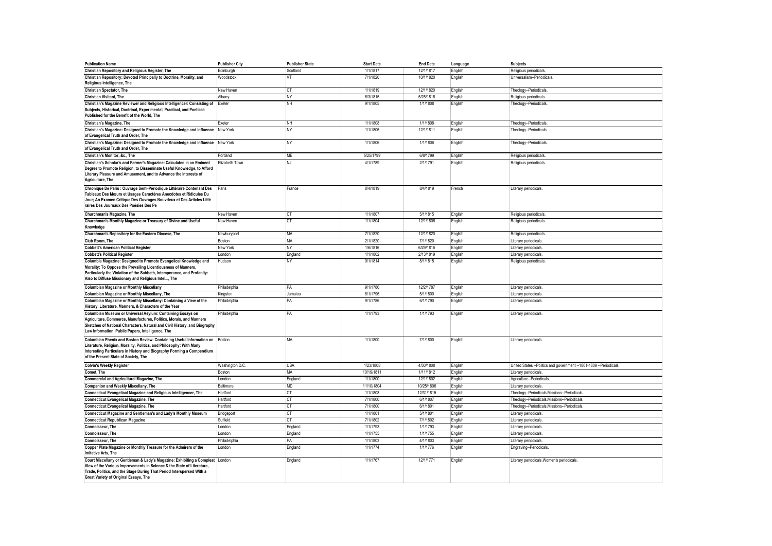| Publication Name | Publisher City | Publisher State | Start Date | End Date | Language | Subjects |
|---|---|---|---|---|---|---|
| Christian Repository and Religious Register, The | Edinburgh | Scotland | 1/1/1817 | 12/1/1817 | English | Religious periodicals. |
| Christian Repository: Devoted Principally to Doctrine, Morality, and Religious Intelligence, The | Woodstock | VT | 7/1/1820 | 10/1/1820 | English | Universalism--Periodicals. |
| Christian Spectator, The | New Haven | CT | 1/1/1819 | 12/1/1820 | English | Theology--Periodicals. |
| Christian Visitant, The | Albany | NY | 6/3/1815 | 5/25/1816 | English | Religious periodicals. |
| Christian's Magazine Reviewer and Religious Intelligencer: Consisting of Subjects, Historical, Doctrinal, Experimental, Practical, and Poetical: Published for the Benefit of the World, The | Exeter | NH | 9/1/1805 | 1/1/1808 | English | Theology--Periodicals. |
| Christian's Magazine, The | Exeter | NH | 1/1/1808 | 1/1/1808 | English | Theology--Periodicals. |
| Christian's Magazine: Designed to Promote the Knowledge and Influence of Evangelical Truth and Order, The | New York | NY | 1/1/1806 | 12/1/1811 | English | Theology--Periodicals. |
| Christian's Magazine: Designed to Promote the Knowledge and Influence of Evangelical Truth and Order, The | New York | NY | 1/1/1806 | 1/1/1806 | English | Theology--Periodicals. |
| Christian's Monitor, &c., The | Portland | ME | 5/25/1799 | 6/8/1799 | English | Religious periodicals. |
| Christian's Scholar's and Farmer's Magazine: Calculated in an Eminent Degree to Promote Religion, to Disseminate Useful Knowledge, to Afford Literary Pleasure and Amusement, and to Advance the Interests of Agriculture, The | Elizabeth Town | NJ | 4/1/1789 | 2/1/1791 | English | Religious periodicals. |
| Chronique De Paris : Ouvrage Semi-Périodique Littéraire Contenant Des Tableaux Des Mœurs et Usages Caractéres Anecdotes et Ridicules Du Jour; An Examen Critique Des Ouvrages Nouvdeux et Des Articles Litté raires Des Journaux Des Poésies Des Pe | Paris | France | 8/4/1819 | 8/4/1819 | French | Literary periodicals. |
| Churchman's Magazine, The | New Haven | CT | 1/1/1807 | 5/1/1815 | English | Religious periodicals. |
| Churchman's Monthly Magazine or Treasury of Divine and Useful Knowledge | New Haven | CT | 1/1/1804 | 12/1/1806 | English | Religious periodicals. |
| Churchman's Repository for the Eastern Diocese, The | Newburyport | MA | 7/1/1820 | 12/1/1820 | English | Religious periodicals. |
| Club Room, The | Boston | MA | 2/1/1820 | 7/1/1820 | English | Literary periodicals. |
| Cobbett's American Political Register | New York | NY | 1/6/1816 | 6/29/1816 | English | Literary periodicals. |
| Cobbett's Political Register | London | England | 1/1/1802 | 2/13/1819 | English | Literary periodicals. |
| Columbia Magazine: Designed to Promote Evangelical Knowledge and Morality: To Oppose the Prevailing Licentiousness of Manners, Particularly the Violation of the Sabbath, Intemperance, and Profanity: Also to Diffuse Missionary and Religious Intel..., The | Hudson | NY | 9/1/1814 | 8/1/1815 | English | Religious periodicals. |
| Columbian Magazine or Monthly Miscellany | Philadelphia | PA | 9/1/1786 | 12/2/1787 | English | Literary periodicals. |
| Columbian Magazine or Monthly Miscellany, The | Kingston | Jamaica | 8/1/1796 | 5/1/1800 | English | Literary periodicals. |
| Columbian Magazine or Monthly Miscellany: Containing a View of the History, Literature, Manners, & Characters of the Year | Philadelphia | PA | 9/1/1786 | 6/1/1790 | English | Literary periodicals. |
| Columbian Museum or Universal Asylum: Containing Essays on Agriculture, Commerce, Manufactures, Politics, Morals, and Manners Sketches of National Characters, Natural and Civil History, and Biography Law Information, Public Papers, Intelligence, The | Philadelphia | PA | 1/1/1793 | 1/1/1793 | English | Literary periodicals. |
| Columbian Phenix and Boston Review: Containing Useful Information on Literature, Religion, Morality, Politics, and Philosophy: With Many Interesting Particulars in History and Biography Forming a Compendium of the Present State of Society, The | Boston | MA | 1/1/1800 | 7/1/1800 | English | Literary periodicals. |
| Colvin's Weekly Register | Washington D.C. | USA | 1/23/1808 | 4/30/1808 | English | United States --Politics and government --1801-1809 --Periodicals. |
| Comet, The | Boston | MA | 10/19/1811 | 1/11/1812 | English | Literary periodicals. |
| Commercial and Agricultural Magazine, The | London | England | 1/1/1800 | 12/1/1802 | English | Agriculture--Periodicals. |
| Companion and Weekly Miscellany, The | Baltimore | MD | 11/10/1804 | 10/25/1806 | English | Literary periodicals. |
| Connecticut Evangelical Magazine and Religious Intelligencer, The | Hartford | CT | 1/1/1808 | 12/31/1815 | English | Theology--Periodicals.Missions--Periodicals. |
| Connecticut Evangelical Magazine, The | Hartford | CT | 7/1/1800 | 6/1/1807 | English | Theology--Periodicals.Missions--Periodicals. |
| Connecticut Evangelical Magazine, The | Hartford | CT | 7/1/1800 | 6/1/1801 | English | Theology--Periodicals.Missions--Periodicals. |
| Connecticut Magazine and Gentleman's and Lady's Monthly Museum | Bridgeport | CT | 1/1/1801 | 5/1/1801 | English | Literary periodicals. |
| Connecticut Republican Magazine | Suffield | CT | 7/1/1802 | 7/1/1802 | English | Literary periodicals. |
| Connoisseur, The | London | England | 1/1/1793 | 1/1/1793 | English | Literary periodicals. |
| Connoisseur, The | London | England | 1/1/1755 | 1/1/1755 | English | Literary periodicals. |
| Connoisseur, The | Philadelphia | PA | 1/1/1803 | 4/1/1803 | English | Literary periodicals. |
| Copper Plate Magazine or Monthly Treasure for the Admirers of the Imitative Arts, The | London | England | 1/1/1774 | 1/1/1776 | English | Engraving--Periodicals. |
| Court Miscellany or Gentleman & Lady's Magazine: Exhibiting a Compleat View of the Various Improvements in Science & the State of Literature, Trade, Politics, and the Stage During That Period Interspersed With a Great Variety of Original Essays, The | London | England | 1/1/1767 | 12/1/1771 | English | Literary periodicals.Women's periodicals. |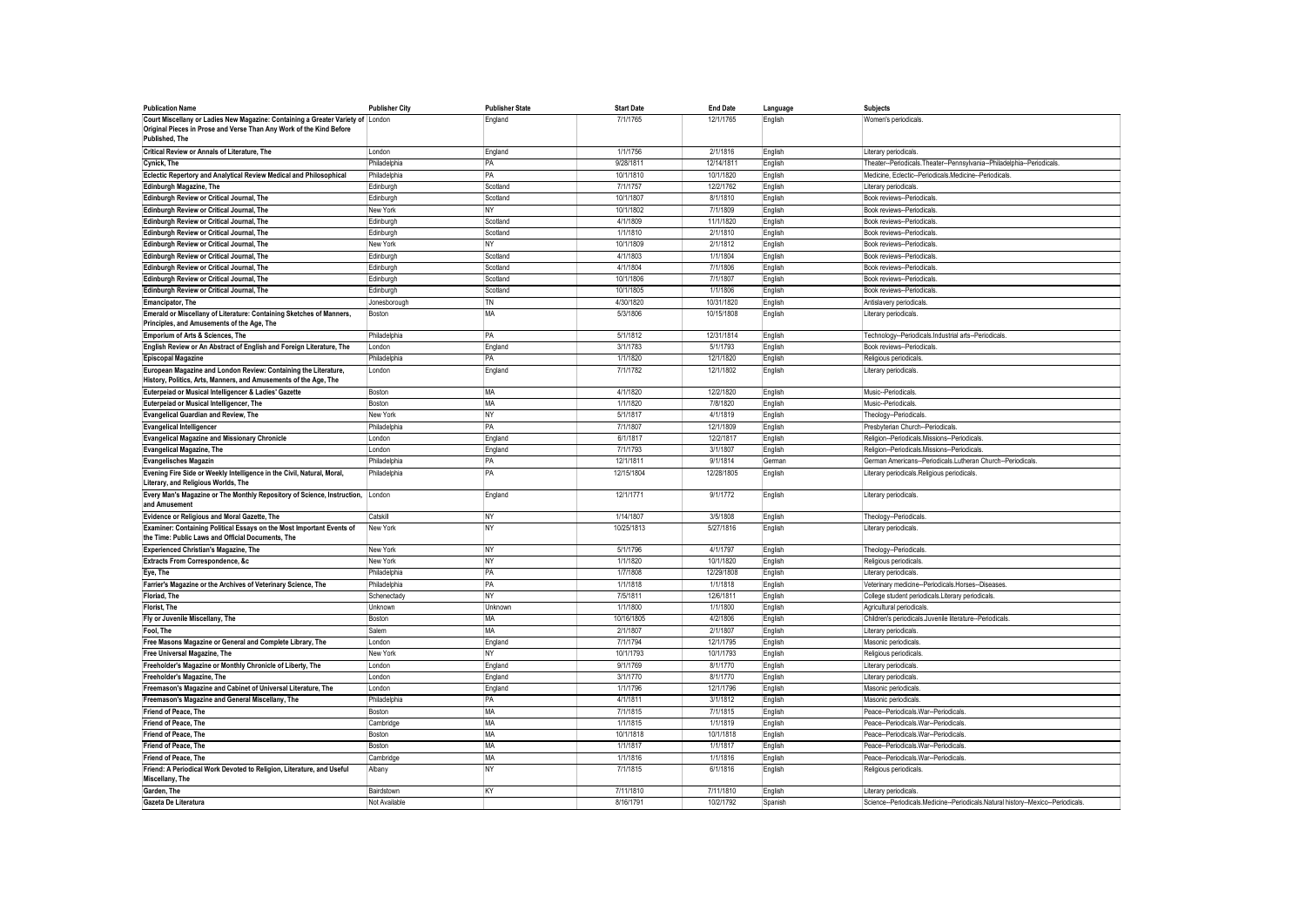| Publication Name | Publisher City | Publisher State | Start Date | End Date | Language | Subjects |
|---|---|---|---|---|---|---|
| Court Miscellany or Ladies New Magazine: Containing a Greater Variety of Original Pieces in Prose and Verse Than Any Work of the Kind Before Published, The | London | England | 7/1/1765 | 12/1/1765 | English | Women's periodicals. |
| Critical Review or Annals of Literature, The | London | England | 1/1/1756 | 2/1/1816 | English | Literary periodicals. |
| Cynick, The | Philadelphia | PA | 9/28/1811 | 12/14/1811 | English | Theater--Periodicals.Theater--Pennsylvania--Philadelphia--Periodicals. |
| Eclectic Repertory and Analytical Review Medical and Philosophical | Philadelphia | PA | 10/1/1810 | 10/1/1820 | English | Medicine, Eclectic--Periodicals.Medicine--Periodicals. |
| Edinburgh Magazine, The | Edinburgh | Scotland | 7/1/1757 | 12/2/1762 | English | Literary periodicals. |
| Edinburgh Review or Critical Journal, The | Edinburgh | Scotland | 10/1/1807 | 8/1/1810 | English | Book reviews--Periodicals. |
| Edinburgh Review or Critical Journal, The | New York | NY | 10/1/1802 | 7/1/1809 | English | Book reviews--Periodicals. |
| Edinburgh Review or Critical Journal, The | Edinburgh | Scotland | 4/1/1809 | 11/1/1820 | English | Book reviews--Periodicals. |
| Edinburgh Review or Critical Journal, The | Edinburgh | Scotland | 1/1/1810 | 2/1/1810 | English | Book reviews--Periodicals. |
| Edinburgh Review or Critical Journal, The | New York | NY | 10/1/1809 | 2/1/1812 | English | Book reviews--Periodicals. |
| Edinburgh Review or Critical Journal, The | Edinburgh | Scotland | 4/1/1803 | 1/1/1804 | English | Book reviews--Periodicals. |
| Edinburgh Review or Critical Journal, The | Edinburgh | Scotland | 4/1/1804 | 7/1/1806 | English | Book reviews--Periodicals. |
| Edinburgh Review or Critical Journal, The | Edinburgh | Scotland | 10/1/1806 | 7/1/1807 | English | Book reviews--Periodicals. |
| Edinburgh Review or Critical Journal, The | Edinburgh | Scotland | 10/1/1805 | 1/1/1806 | English | Book reviews--Periodicals. |
| Emancipator, The | Jonesborough | TN | 4/30/1820 | 10/31/1820 | English | Antislavery periodicals. |
| Emerald or Miscellany of Literature: Containing Sketches of Manners, Principles, and Amusements of the Age, The | Boston | MA | 5/3/1806 | 10/15/1808 | English | Literary periodicals. |
| Emporium of Arts & Sciences, The | Philadelphia | PA | 5/1/1812 | 12/31/1814 | English | Technology--Periodicals.Industrial arts--Periodicals. |
| English Review or An Abstract of English and Foreign Literature, The | London | England | 3/1/1783 | 5/1/1793 | English | Book reviews--Periodicals. |
| Episcopal Magazine | Philadelphia | PA | 1/1/1820 | 12/1/1820 | English | Religious periodicals. |
| European Magazine and London Review: Containing the Literature, History, Politics, Arts, Manners, and Amusements of the Age, The | London | England | 7/1/1782 | 12/1/1802 | English | Literary periodicals. |
| Euterpeiad or Musical Intelligencer & Ladies' Gazette | Boston | MA | 4/1/1820 | 12/2/1820 | English | Music--Periodicals. |
| Euterpeiad or Musical Intelligencer, The | Boston | MA | 1/1/1820 | 7/8/1820 | English | Music--Periodicals. |
| Evangelical Guardian and Review, The | New York | NY | 5/1/1817 | 4/1/1819 | English | Theology--Periodicals. |
| Evangelical Intelligencer | Philadelphia | PA | 7/1/1807 | 12/1/1809 | English | Presbyterian Church--Periodicals. |
| Evangelical Magazine and Missionary Chronicle | London | England | 6/1/1817 | 12/2/1817 | English | Religion--Periodicals.Missions--Periodicals. |
| Evangelical Magazine, The | London | England | 7/1/1793 | 3/1/1807 | English | Religion--Periodicals.Missions--Periodicals. |
| Evangelisches Magazin | Philadelphia | PA | 12/1/1811 | 9/1/1814 | German | German Americans--Periodicals.Lutheran Church--Periodicals. |
| Evening Fire Side or Weekly Intelligence in the Civil, Natural, Moral, Literary, and Religious Worlds, The | Philadelphia | PA | 12/15/1804 | 12/28/1805 | English | Literary periodicals.Religious periodicals. |
| Every Man's Magazine or The Monthly Repository of Science, Instruction, and Amusement | London | England | 12/1/1771 | 9/1/1772 | English | Literary periodicals. |
| Evidence or Religious and Moral Gazette, The | Catskill | NY | 1/14/1807 | 3/5/1808 | English | Theology--Periodicals. |
| Examiner: Containing Political Essays on the Most Important Events of the Time: Public Laws and Official Documents, The | New York | NY | 10/25/1813 | 5/27/1816 | English | Literary periodicals. |
| Experienced Christian's Magazine, The | New York | NY | 5/1/1796 | 4/1/1797 | English | Theology--Periodicals. |
| Extracts From Correspondence, &c | New York | NY | 1/1/1820 | 10/1/1820 | English | Religious periodicals. |
| Eye, The | Philadelphia | PA | 1/7/1808 | 12/29/1808 | English | Literary periodicals. |
| Farrier's Magazine or the Archives of Veterinary Science, The | Philadelphia | PA | 1/1/1818 | 1/1/1818 | English | Veterinary medicine--Periodicals.Horses--Diseases. |
| Floriad, The | Schenectady | NY | 7/5/1811 | 12/6/1811 | English | College student periodicals.Literary periodicals. |
| Florist, The | Unknown | Unknown | 1/1/1800 | 1/1/1800 | English | Agricultural periodicals. |
| Fly or Juvenile Miscellany, The | Boston | MA | 10/16/1805 | 4/2/1806 | English | Children's periodicals.Juvenile literature--Periodicals. |
| Fool, The | Salem | MA | 2/1/1807 | 2/1/1807 | English | Literary periodicals. |
| Free Masons Magazine or General and Complete Library, The | London | England | 7/1/1794 | 12/1/1795 | English | Masonic periodicals. |
| Free Universal Magazine, The | New York | NY | 10/1/1793 | 10/1/1793 | English | Religious periodicals. |
| Freeholder's Magazine or Monthly Chronicle of Liberty, The | London | England | 9/1/1769 | 8/1/1770 | English | Literary periodicals. |
| Freeholder's Magazine, The | London | England | 3/1/1770 | 8/1/1770 | English | Literary periodicals. |
| Freemason's Magazine and Cabinet of Universal Literature, The | London | England | 1/1/1796 | 12/1/1796 | English | Masonic periodicals. |
| Freemason's Magazine and General Miscellany, The | Philadelphia | PA | 4/1/1811 | 3/1/1812 | English | Masonic periodicals. |
| Friend of Peace, The | Boston | MA | 7/1/1815 | 7/1/1815 | English | Peace--Periodicals.War--Periodicals. |
| Friend of Peace, The | Cambridge | MA | 1/1/1815 | 1/1/1819 | English | Peace--Periodicals.War--Periodicals. |
| Friend of Peace, The | Boston | MA | 10/1/1818 | 10/1/1818 | English | Peace--Periodicals.War--Periodicals. |
| Friend of Peace, The | Boston | MA | 1/1/1817 | 1/1/1817 | English | Peace--Periodicals.War--Periodicals. |
| Friend of Peace, The | Cambridge | MA | 1/1/1816 | 1/1/1816 | English | Peace--Periodicals.War--Periodicals. |
| Friend: A Periodical Work Devoted to Religion, Literature, and Useful Miscellany, The | Albany | NY | 7/1/1815 | 6/1/1816 | English | Religious periodicals. |
| Garden, The | Bairdstown | KY | 7/11/1810 | 7/11/1810 | English | Literary periodicals. |
| Gazeta De Literatura | Not Available | | 8/16/1791 | 10/2/1792 | Spanish | Science--Periodicals.Medicine--Periodicals.Natural history--Mexico--Periodicals. |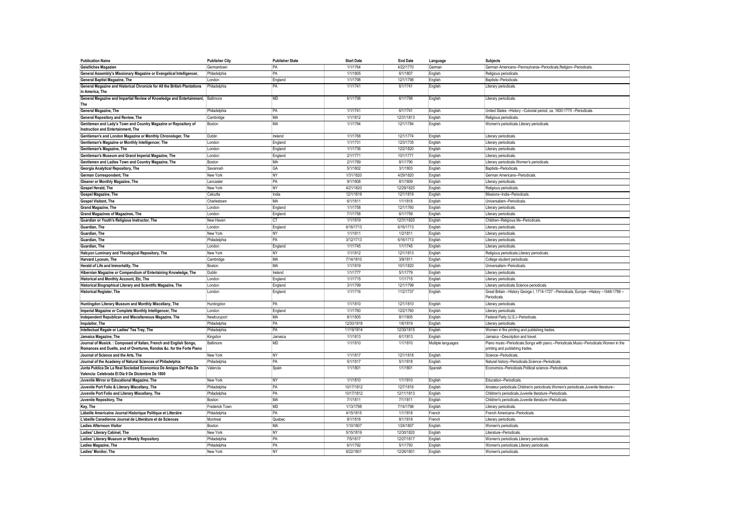| Publication Name | Publisher City | Publisher State | Start Date | End Date | Language | Subjects |
| --- | --- | --- | --- | --- | --- | --- |
| Geistliches Magazien | Germantown | PA | 1/1/1764 | 4/22/1770 | German | German Americans--Pennsylvania--Periodicals.Religion--Periodicals. |
| General Assembly's Missionary Magazine or Evangelical Intelligencer, | Philadelphia | PA | 1/1/1805 | 6/1/1807 | English | Religious periodicals. |
| General Baptist Magazine, The | London | England | 1/1/1798 | 12/1/1798 | English | Baptists--Periodicals. |
| General Magazine and Historical Chronicle for All the British Plantations in America, The | Philadelphia | PA | 1/1/1741 | 6/1/1741 | English | Literary periodicals. |
| General Magazine and Impartial Review of Knowledge and Entertainment, The | Baltimore | MD | 6/1/1798 | 6/1/1798 | English | Literary periodicals. |
| General Magazine, The | Philadelphia | PA | 1/1/1741 | 6/1/1741 | English | United States --History --Colonial period, ca. 1600-1775 --Periodicals. |
| General Repository and Review, The | Cambridge | MA | 1/1/1812 | 12/31/1813 | English | Religious periodicals. |
| Gentleman and Lady's Town and Country Magazine or Repository of Instruction and Entertainment, The | Boston | MA | 1/1/1784 | 12/1/1784 | English | Women's periodicals.Literary periodicals. |
| Gentleman's and London Magazine or Monthly Chronologer, The | Dublin | Ireland | 1/1/1768 | 12/1/1774 | English | Literary periodicals. |
| Gentleman's Magazine or Monthly Intelligencer, The | London | England | 1/1/1731 | 12/3/1735 | English | Literary periodicals. |
| Gentleman's Magazine, The | London | England | 1/1/1736 | 12/2/1820 | English | Literary periodicals. |
| Gentleman's Museum and Grand Imperial Magazine, The | London | England | 2/1/1771 | 10/1/1771 | English | Literary periodicals. |
| Gentlemen and Ladies Town and Country Magazine, The | Boston | MA | 2/1/1789 | 8/1/1790 | English | Literary periodicals.Women's periodicals. |
| Georgia Analytical Repository, The | Savannah | GA | 5/1/1802 | 3/1/1803 | English | Baptists--Periodicals. |
| German Correspondent, The | New York | NY | 1/31/1820 | 4/29/1820 | English | German Americans--Periodicals. |
| Gleaner or Monthly Magazine, The | Lancaster | PA | 9/1/1808 | 8/1/1809 | English | Literary periodicals. |
| Gospel Herald, The | New York | NY | 4/21/1820 | 12/29/1820 | English | Religious periodicals. |
| Gospel Magazine, The | Calcutta | India | 12/1/1819 | 12/1/1819 | English | Missions--India--Periodicals. |
| Gospel Visitant, The | Charlestown | MA | 6/1/1811 | 1/1/1818 | English | Universalism--Periodicals. |
| Grand Magazine, The | London | England | 1/1/1758 | 12/1/1760 | English | Literary periodicals. |
| Grand Magazines of Magazines, The | London | England | 7/1/1758 | 6/1/1759 | English | Literary periodicals. |
| Guardian or Youth's Religious Instructor, The | New Haven | CT | 1/1/1819 | 12/31/1820 | English | Children--Religious life--Periodicals. |
| Guardian, The | London | England | 6/16/1713 | 6/16/1713 | English | Literary periodicals. |
| Guardian, The | New York | NY | 1/1/1811 | 1/2/1811 | English | Literary periodicals. |
| Guardian, The | Philadelphia | PA | 3/12/1713 | 6/16/1713 | English | Literary periodicals. |
| Guardian, The | London | England | 1/1/1745 | 1/1/1745 | English | Literary periodicals. |
| Halcyon Luminary and Theological Repository, The | New York | NY | 1/1/1812 | 12/1/1813 | English | Religious periodicals.Literary periodicals. |
| Harvard Lyceum, The | Cambridge | MA | 7/14/1810 | 3/9/1811 | English | College student periodicals. |
| Herald of Life and Immortality, The | Boston | MA | 1/1/1819 | 10/1/1820 | English | Universalism--Periodicals. |
| Hibernian Magazine or Compendium of Entertaining Knowledge, The | Dublin | Ireland | 1/1/1777 | 5/1/1779 | English | Literary periodicals. |
| Historical and Monthly Account, Etc, The | London | England | 1/1/1715 | 1/1/1715 | English | Literary periodicals. |
| Historical Biographical Literary and Scientific Magazine, The | London | England | 3/1/1799 | 12/1/1799 | English | Literary periodicals.Science periodicals. |
| Historical Register, The | London | England | 1/1/1716 | 11/2/1737 | English | Great Britain --History George I, 1714-1727 --Periodicals; Europe --History --1648-1789 --Periodicals. |
| Huntingdon Literary Museum and Monthly Miscellany, The | Huntingdon | PA | 1/1/1810 | 12/1/1810 | English | Literary periodicals. |
| Imperial Magazine or Complete Monthly Intelligencer, The | London | England | 1/1/1760 | 12/2/1760 | English | Literary periodicals. |
| Independent Republican and Miscellaneous Magazine, The | Newburyport | MA | 8/1/1805 | 8/1/1805 | English | Federal Party (U.S.)--Periodicals. |
| Inquisitor, The | Philadelphia | PA | 12/30/1818 | 1/6/1819 | English | Literary periodicals. |
| Intellectual Regale or Ladies' Tea Tray, The | Philadelphia | PA | 11/19/1814 | 12/30/1815 | English | Women in the printing and publishing trades. |
| Jamaica Magazine, The | Kingston | Jamaica | 1/1/1813 | 6/1/1813 | English | Jamaica --Description and travel. |
| Journal of Musick. : Composed of Italian, French and English Songs, Romances and Duetts, and of Overtures, Rondos &c. for the Forte Piano | Baltimore | MD | 1/1/1810 | 1/1/1810 | Multiple languages | Piano music--Periodicals.Songs with piano.--Periodicals.Music--Periodicals.Women in the printing and publishing trades. |
| Journal of Science and the Arts, The | New York | NY | 1/1/1817 | 12/1/1818 | English | Science--Periodicals. |
| Journal of the Academy of Natural Sciences of Philadelphia | Philadelphia | PA | 5/1/1817 | 5/1/1818 | English | Natural history--Periodicals.Science--Periodicals. |
| Junta Publica De La Real Sociedad Economica De Amigos Del Pais De Valencia: Celebrada El Dia 9 De Diciembre De 1800 | Valencia | Spain | 1/1/1801 | 1/1/1801 | Spanish | Economics--Periodicals.Political science--Periodicals. |
| Juvenile Mirror or Educational Magazine, The | New York | NY | 1/1/1810 | 1/1/1810 | English | Education--Periodicals. |
| Juvenile Port Folio & Literary Miscellany, The | Philadelphia | PA | 10/17/1812 | 12/7/1816 | English | Amateur periodicals.Children's periodicals.Women's periodicals.Juvenile literature-- |
| Juvenile Port Folio and Literary Miscellany, The | Philadelphia | PA | 10/17/1812 | 12/11/1813 | English | Children's periodicals.Juvenile literature--Periodicals. |
| Juvenile Repository, The | Boston | MA | 7/1/1811 | 7/1/1811 | English | Children's periodicals.Juvenile literature--Periodicals. |
| Key, The | Frederick Town | MD | 1/13/1798 | 7/14/1798 | English | Literary periodicals. |
| Lábeille Americaine Journal Historique Politique et Litteráire | Philadelphia | PA | 4/15/1815 | 1/1/1818 | French | French Americans--Periodicals. |
| L'abeille Canadienne Journal de Littérâture et de Sciences | Montreal | Quebec | 8/1/1818 | 8/1/1818 | French | Literary periodicals. |
| Ladies Afternoon Visitor | Boston | MA | 1/10/1807 | 1/24/1807 | English | Women's periodicals. |
| Ladies' Literary Cabinet, The | New York | NY | 5/15/1819 | 12/30/1820 | English | Literature--Periodicals. |
| Ladies' Literary Museum or Weekly Repository | Philadelphia | PA | 7/5/1817 | 12/27/1817 | English | Women's periodicals.Literary periodicals. |
| Ladies Magazine, The | Philadelphia | PA | 6/1/1792 | 5/1/1793 | English | Women's periodicals.Literary periodicals. |
| Ladies' Monitor, The | New York | NY | 8/22/1801 | 12/26/1801 | English | Women's periodicals. |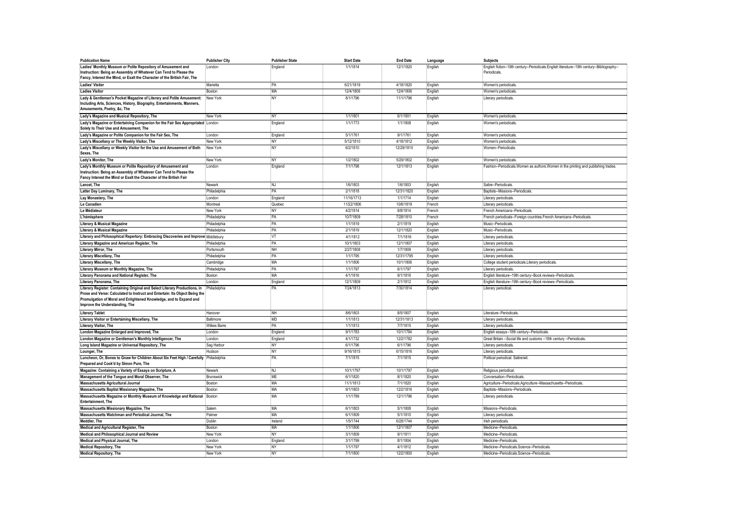| Publication Name | Publisher City | Publisher State | Start Date | End Date | Language | Subjects |
|---|---|---|---|---|---|---|
| Ladies' Monthly Museum or Polite Repository of Amusement and Instruction: Being an Assembly of Whatever Can Tend to Please the Fancy, Interest the Mind, or Exalt the Character of the British Fair, The | London | England | 1/1/1814 | 12/1/1820 | English | English fiction--19th century--Periodicals.English literature--19th century--Bibliography--Periodicals. |
| Ladies' Visiter | Marietta | PA | 6/21/1819 | 4/18/1820 | English | Women's periodicals. |
| Ladies Visitor | Boston | MA | 12/4/1806 | 12/4/1806 | English | Women's periodicals. |
| Lady & Gentleman's Pocket Magazine of Literary and Polite Amusement: Including Arts, Sciences, History, Biography, Entertainments, Manners, Amusements, Poetry, &c, The | New York | NY | 8/1/1796 | 11/1/1796 | English | Literary periodicals. |
| Lady's Magazine and Musical Repository, The | New York | NY | 1/1/1801 | 6/1/1801 | English | Women's periodicals. |
| Lady's Magazine or Entertaining Companion for the Fair Sex Appropriated Solely to Their Use and Amusement, The | London | England | 1/1/1773 | 1/1/1808 | English | Women's periodicals. |
| Lady's Magazine or Polite Companion for the Fair Sex, The | London | England | 5/1/1761 | 9/1/1761 | English | Women's periodicals. |
| Lady's Miscellany or The Weekly Visitor, The | New York | NY | 5/12/1810 | 4/18/1812 | English | Women's periodicals. |
| Lady's Miscellany or Weekly Visitor for the Use and Amusement of Both Sexes, The | New York | NY | 6/2/1810 | 12/29/1810 | English | Women--Periodicals. |
| Lady's Monitor, The | New York | NY | 1/2/1802 | 5/29/1802 | English | Women's periodicals. |
| Lady's Monthly Museum or Polite Repository of Amusement and Instruction: Being an Assembly of Whatever Can Tend to Please the Fancy Interest the Mind or Exalt the Character of the British Fair | London | England | 7/1/1798 | 12/1/1813 | English | Fashion--Periodicals.Women as authors.Women in the printing and publishing trades. |
| Lancet, The | Newark | NJ | 1/6/1803 | 1/6/1803 | English | Satire--Periodicals. |
| Latter Day Luminary, The | Philadelphia | PA | 2/1/1818 | 12/31/1820 | English | Baptists--Missions--Periodicals. |
| Lay Monastery, The | London | England | 11/16/1713 | 1/1/1714 | English | Literary periodicals. |
| Le Canadien | Montreal | Quebec | 11/22/1806 | 10/6/1819 | French | Literary periodicals. |
| Le Médiateur | New York | NY | 4/2/1814 | 8/8/1814 | French | French Americans--Periodicals. |
| L'hémisphere | Philadelphia | PA | 10/7/1809 | 7/28/1810 | French | French periodicals--Foreign countries.French Americans--Periodicals. |
| Literary & Musical Magazine | Philadelphia | PA | 1/1/1819 | 2/1/1819 | English | Music--Periodicals. |
| Literary & Musical Magazine | Philadelphia | PA | 2/1/1819 | 12/1/1820 | English | Music--Periodicals. |
| Literary and Philosophical Repertory: Embracing Discoveries and Improve | Middlebury | VT | 4/1/1812 | 7/1/1816 | English | Literary periodicals. |
| Literary Magazine and American Register, The | Philadelphia | PA | 10/1/1803 | 12/1/1807 | English | Literary periodicals. |
| Literary Mirror, The | Portsmouth | NH | 2/27/1808 | 1/7/1809 | English | Literary periodicals. |
| Literary Miscellany, The | Philadelphia | PA | 1/1/1795 | 12/31/1795 | English | Literary periodicals. |
| Literary Miscellany, The | Cambridge | MA | 1/1/1806 | 10/1/1806 | English | College student periodicals.Literary periodicals. |
| Literary Museum or Monthly Magazine, The | Philadelphia | PA | 1/1/1797 | 6/1/1797 | English | Literary periodicals. |
| Literary Panorama and National Register, The | Boston | MA | 4/1/1816 | 9/1/1816 | English | English literature--19th century--Book reviews--Periodicals. |
| Literary Panorama, The | London | England | 12/1/1809 | 2/1/1812 | English | English literature--19th century--Book reviews--Periodicals. |
| Literary Register: Containing Original and Select Literary Productions, in Prose and Verse: Calculated to Instruct and Entertain: Its Object Being the Promulgation of Moral and Enlightened Knowledge, and to Expand and Improve the Understanding, The | Philadelphia | PA | 7/24/1813 | 7/30/1814 | English | Literary periodical. |
| Literary Tablet | Hanover | NH | 8/6/1803 | 8/5/1807 | English | Literature--Periodicals. |
| Literary Visitor or Entertaining Miscellany, The | Baltimore | MD | 1/1/1813 | 12/31/1813 | English | Literary periodicals. |
| Literary Visitor, The | Wilkes Barre | PA | 1/1/1813 | 7/7/1815 | English | Literary periodicals. |
| London Magazine Enlarged and Improved, The | London | England | 9/1/1783 | 10/1/1784 | English | English essays--18th century--Periodicals. |
| London Magazine or Gentleman's Monthly Intelligencer, The | London | England | 4/1/1732 | 12/2/1782 | English | Great Britain --Social life and customs --18th century --Periodicals. |
| Long Island Magazine or Universal Repository, The | Sag Harbor | NY | 6/1/1796 | 6/1/1796 | English | Literary periodicals. |
| Lounger, The | Hudson | NY | 9/16/1815 | 6/15/1816 | English | Literary periodicals. |
| Luncheon, Or, Bones to Gnaw for Children About Six Feet High / Carefully Prepared and Cook'd by Simon Pure, The | Philadelphia | PA | 7/1/1815 | 7/1/1815 | English | Political periodical. Satire/wit. |
| Magazine: Containing a Variety of Essays on Scripture, A | Newark | NJ | 10/1/1797 | 10/1/1797 | English | Religious periodical. |
| Management of the Tongue and Moral Observer, The | Brunswick | ME | 6/1/1820 | 8/1/1820 | English | Conversation--Periodicals. |
| Massachusetts Agricultural Journal | Boston | MA | 11/1/1813 | 7/1/1820 | English | Agriculture--Periodicals.Agriculture--Massachusetts--Periodicals. |
| Massachusetts Baptist Missionary Magazine, The | Boston | MA | 9/1/1803 | 12/2/1816 | English | Baptists--Missions--Periodicals. |
| Massachusetts Magazine or Monthly Museum of Knowledge and Rational Entertainment, The | Boston | MA | 1/1/1789 | 12/1/1796 | English | Literary periodicals. |
| Massachusetts Missionary Magazine, The | Salem | MA | 6/1/1803 | 5/1/1808 | English | Missions--Periodicals. |
| Massachusetts Watchman and Periodical Journal, The | Palmer | MA | 6/1/1809 | 5/1/1810 | English | Literary periodicals. |
| Meddler, The | Dublin | Ireland | 1/5/1744 | 6/28/1744 | English | Irish periodicals. |
| Medical and Agricultural Register, The | Boston | MA | 1/1/1806 | 12/1/1807 | English | Medicine--Periodicals. |
| Medical and Philosophical Journal and Review | New York | NY | 3/1/1809 | 9/1/1811 | English | Medicine--Periodicals. |
| Medical and Physical Journal, The | London | England | 3/1/1799 | 8/1/1804 | English | Medicine--Periodicals. |
| Medical Repository, The | New York | NY | 1/1/1797 | 4/1/1812 | English | Medicine--Periodicals.Science--Periodicals. |
| Medical Repository, The | New York | NY | 7/1/1800 | 12/2/1800 | English | Medicine--Periodicals.Science--Periodicals. |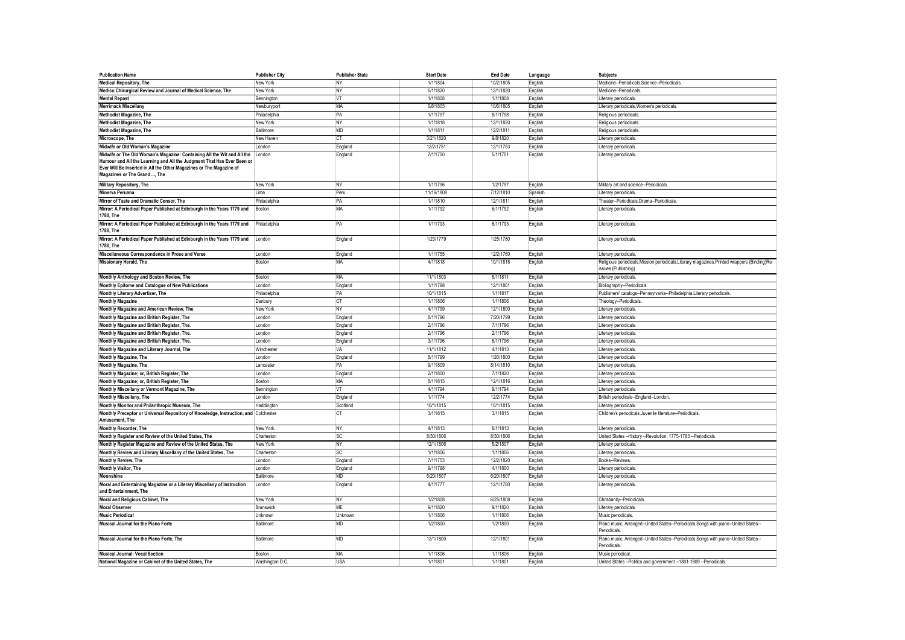| Publication Name | Publisher City | Publisher State | Start Date | End Date | Language | Subjects |
|---|---|---|---|---|---|---|
| Medical Repository, The | New York | NY | 1/1/1804 | 10/2/1805 | English | Medicine--Periodicals.Science--Periodicals. |
| Medico Chirurgical Review and Journal of Medical Science, The | New York | NY | 6/1/1820 | 12/1/1820 | English | Medicine--Periodicals. |
| Mental Repast | Bennington | VT | 1/1/1808 | 1/1/1808 | English | Literary periodicals. |
| Merrimack Miscellany | Newburyport | MA | 6/8/1805 | 10/6/1805 | English | Literary periodicals.Women's periodicals. |
| Methodist Magazine, The | Philadelphia | PA | 1/1/1797 | 8/1/1798 | English | Religious periodicals. |
| Methodist Magazine, The | New York | NY | 1/1/1818 | 12/1/1820 | English | Religious periodicals. |
| Methodist Magazine, The | Baltimore | MD | 1/1/1811 | 12/2/1811 | English | Religious periodicals. |
| Microscope, The | New Haven | CT | 3/21/1820 | 9/8/1820 | English | Literary periodicals. |
| Midwife or Old Woman's Magazine | London | England | 12/2/1751 | 12/1/1753 | English | Literary periodicals. |
| Midwife or The Old Woman's Magazine: Containing All the Wit and All the Humour and All the Learning and All the Judgment That Has Ever Been or Ever Will Be Inserted in All the Other Magazines or The Magazine of Magazines or The Grand ..., The | London | England | 7/1/1750 | 5/1/1751 | English | Literary periodicals. |
| Military Repository, The | New York | NY | 1/1/1796 | 1/2/1797 | English | Military art and science--Periodicals. |
| Minerva Peruana | Lima | Peru | 11/19/1808 | 7/12/1810 | Spanish | Literary periodicals. |
| Mirror of Taste and Dramatic Censor, The | Philadelphia | PA | 1/1/1810 | 12/1/1811 | English | Theater--Periodicals.Drama--Periodicals. |
| Mirror: A Periodical Paper Published at Edinburgh in the Years 1779 and 1780, The | Boston | MA | 1/1/1792 | 6/1/1792 | English | Literary periodicals. |
| Mirror: A Periodical Paper Published at Edinburgh in the Years 1779 and 1780, The | Philadelphia | PA | 1/1/1793 | 6/1/1793 | English | Literary periodicals. |
| Mirror: A Periodical Paper Published at Edinburgh in the Years 1779 and 1780, The | London | England | 1/23/1779 | 1/25/1780 | English | Literary periodicals. |
| Miscellaneous Correspondence in Prose and Verse | London | England | 1/1/1755 | 12/2/1760 | English | Literary periodicals. |
| Missionary Herald, The | Boston | MA | 4/1/1818 | 10/1/1818 | English | Religious periodicals.Mission periodicals.Literary magazines.Printed wrappers (Binding)Re-issues (Publishing) |
| Monthly Anthology and Boston Review, The | Boston | MA | 11/1/1803 | 6/1/1811 | English | Literary periodicals. |
| Monthly Epitome and Catalogue of New Publications | London | England | 1/1/1798 | 12/1/1801 | English | Bibliography--Periodicals. |
| Monthly Literary Advertiser, The | Philadelphia | PA | 10/1/1815 | 1/1/1817 | English | Publishers' catalogs--Pennsylvania--Philadelphia.Literary periodicals. |
| Monthly Magazine | Danbury | CT | 1/1/1806 | 1/1/1806 | English | Theology--Periodicals. |
| Monthly Magazine and American Review, The | New York | NY | 4/1/1799 | 12/1/1800 | English | Literary periodicals. |
| Monthly Magazine and British Register, The | London | England | 8/1/1796 | 7/20/1799 | English | Literary periodicals. |
| Monthly Magazine and British Register, The. | London | England | 2/1/1796 | 7/1/1796 | English | Literary periodicals. |
| Monthly Magazine and British Register, The. | London | England | 2/1/1796 | 2/1/1796 | English | Literary periodicals. |
| Monthly Magazine and British Register, The. | London | England | 3/1/1796 | 6/1/1796 | English | Literary periodicals. |
| Monthly Magazine and Literary Journal, The | Winchester | VA | 11/1/1812 | 4/1/1813 | English | Literary periodicals. |
| Monthly Magazine, The | London | England | 8/1/1799 | 1/20/1800 | English | Literary periodicals. |
| Monthly Magazine, The | Lancaster | PA | 9/1/1809 | 8/14/1810 | English | Literary periodicals. |
| Monthly Magazine; or, British Register, The | London | England | 2/1/1800 | 7/1/1820 | English | Literary periodicals. |
| Monthly Magazine; or, British Register, The | Boston | MA | 8/1/1815 | 12/1/1816 | English | Literary periodicals. |
| Monthly Miscellany or Vermont Magazine, The | Bennington | VT | 4/1/1794 | 9/1/1794 | English | Literary periodicals. |
| Monthly Miscellany, The | London | England | 1/1/1774 | 12/2/1774 | English | British periodicals--England--London. |
| Monthly Monitor and Philanthropic Museum, The | Haddington | Scotland | 10/1/1815 | 10/1/1815 | English | Literary periodicals. |
| Monthly Preceptor or Universal Repository of Knowledge, Instruction, and Amusement, The | Colchester | CT | 3/1/1815 | 3/1/1815 | English | Children's periodicals.Juvenile literature--Periodicals. |
| Monthly Recorder, The | New York | NY | 4/1/1813 | 8/1/1813 | English | Literary periodicals. |
| Monthly Register and Review of the United States, The | Charleston | SC | 8/30/1806 | 8/30/1806 | English | United States --History --Revolution, 1775-1783 --Periodicals. |
| Monthly Register Magazine and Review of the United States, The | New York | NY | 12/1/1806 | 5/2/1807 | English | Literary periodicals. |
| Monthly Review and Literary Miscellany of the United States, The | Charleston | SC | 1/1/1806 | 1/1/1806 | English | Literary periodicals. |
| Monthly Review, The | London | England | 7/1/1753 | 12/2/1820 | English | Books--Reviews. |
| Monthly Visitor, The | London | England | 9/1/1798 | 4/1/1800 | English | Literary periodicals. |
| Moonshine | Baltimore | MD | 6/20/1807 | 6/20/1807 | English | Literary periodicals. |
| Moral and Entertaining Magazine or a Literary Miscellany of Instruction and Entertainment, The | London | England | 4/1/1777 | 12/1/1780 | English | Literary periodicals. |
| Moral and Religious Cabinet, The | New York | NY | 1/2/1808 | 6/25/1808 | English | Christianity--Periodicals. |
| Moral Observer | Brunswick | ME | 9/1/1820 | 9/1/1820 | English | Literary periodicals. |
| Music Periodical | Unknown | Unknown | 1/1/1806 | 1/1/1806 | English | Music periodicals. |
| Musical Journal for the Piano Forte | Baltimore | MD | 1/2/1800 | 1/2/1800 | English | Piano music, Arranged--United States--Periodicals.Songs with piano--United States--Periodicals. |
| Musical Journal for the Piano Forte, The | Baltimore | MD | 12/1/1800 | 12/1/1801 | English | Piano music, Arranged--United States--Periodicals.Songs with piano--United States--Periodicals. |
| Musical Journal: Vocal Section | Boston | MA | 1/1/1806 | 1/1/1806 | English | Music periodical. |
| National Magazine or Cabinet of the United States, The | Washington D.C. | USA | 1/1/1801 | 1/1/1801 | English | United States --Politics and government --1801-1809 --Periodicals. |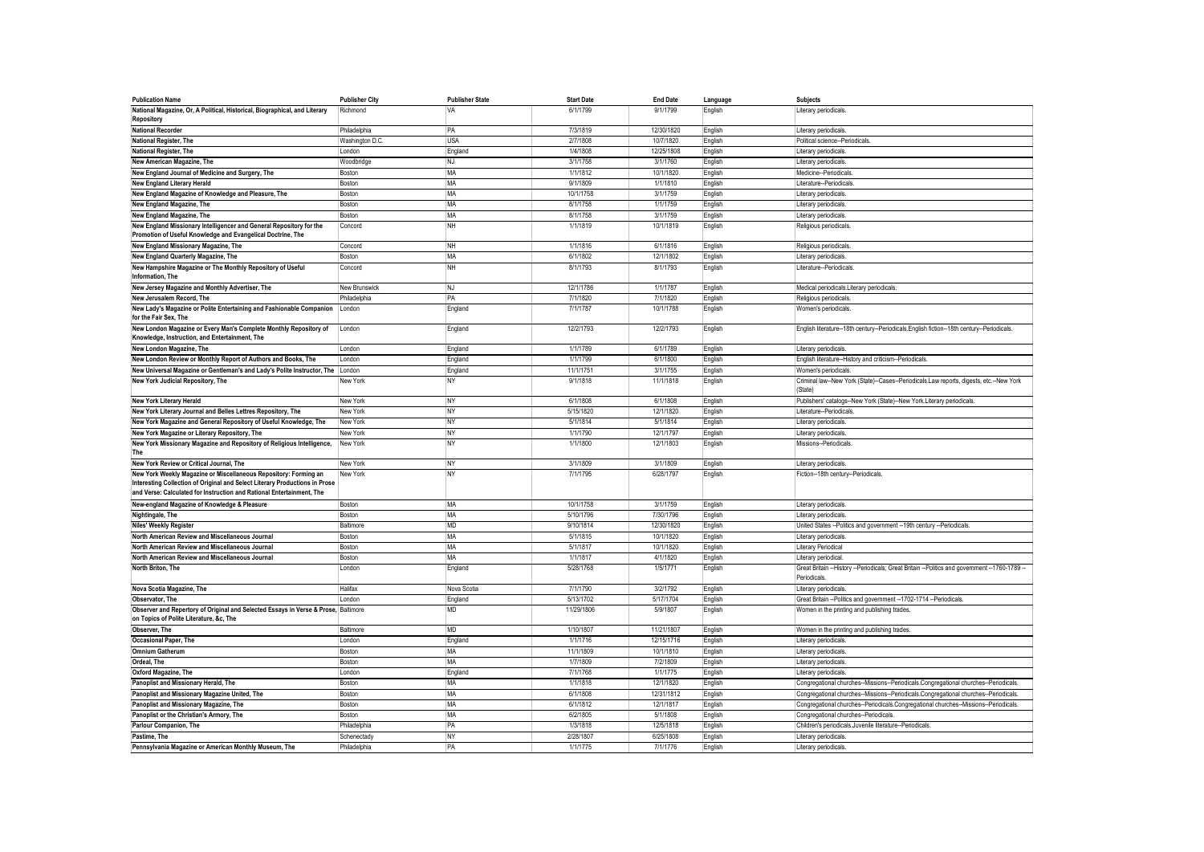| Publication Name | Publisher City | Publisher State | Start Date | End Date | Language | Subjects |
|---|---|---|---|---|---|---|
| National Magazine, Or, A Political, Historical, Biographical, and Literary Repository | Richmond | VA | 6/1/1799 | 9/1/1799 | English | Literary periodicals. |
| National Recorder | Philadelphia | PA | 7/3/1819 | 12/30/1820 | English | Literary periodicals. |
| National Register, The | Washington D.C. | USA | 2/7/1808 | 10/7/1820 | English | Political science--Periodicals. |
| National Register, The | London | England | 1/4/1808 | 12/25/1808 | English | Literary periodicals. |
| New American Magazine, The | Woodbridge | NJ | 3/1/1758 | 3/1/1760 | English | Literary periodicals. |
| New England Journal of Medicine and Surgery, The | Boston | MA | 1/1/1812 | 10/1/1820 | English | Medicine--Periodicals. |
| New England Literary Herald | Boston | MA | 9/1/1809 | 1/1/1810 | English | Literature--Periodicals. |
| New England Magazine of Knowledge and Pleasure, The | Boston | MA | 10/1/1758 | 3/1/1759 | English | Literary periodicals. |
| New England Magazine, The | Boston | MA | 8/1/1758 | 1/1/1759 | English | Literary periodicals. |
| New England Magazine, The | Boston | MA | 8/1/1758 | 3/1/1759 | English | Literary periodicals. |
| New England Missionary Intelligencer and General Repository for the Promotion of Useful Knowledge and Evangelical Doctrine, The | Concord | NH | 1/1/1819 | 10/1/1819 | English | Religious periodicals. |
| New England Missionary Magazine, The | Concord | NH | 1/1/1816 | 6/1/1816 | English | Religious periodicals. |
| New England Quarterly Magazine, The | Boston | MA | 6/1/1802 | 12/1/1802 | English | Literary periodicals. |
| New Hampshire Magazine or The Monthly Repository of Useful Information, The | Concord | NH | 8/1/1793 | 8/1/1793 | English | Literature--Periodicals. |
| New Jersey Magazine and Monthly Advertiser, The | New Brunswick | NJ | 12/1/1786 | 1/1/1787 | English | Medical periodicals.Literary periodicals. |
| New Jerusalem Record, The | Philadelphia | PA | 7/1/1820 | 7/1/1820 | English | Religious periodicals. |
| New Lady's Magazine or Polite Entertaining and Fashionable Companion for the Fair Sex, The | London | England | 7/1/1787 | 10/1/1788 | English | Women's periodicals. |
| New London Magazine or Every Man's Complete Monthly Repository of Knowledge, Instruction, and Entertainment, The | London | England | 12/2/1793 | 12/2/1793 | English | English literature--18th century--Periodicals.English fiction--18th century--Periodicals. |
| New London Magazine, The | London | England | 1/1/1789 | 6/1/1789 | English | Literary periodicals. |
| New London Review or Monthly Report of Authors and Books, The | London | England | 1/1/1799 | 6/1/1800 | English | English literature--History and criticism--Periodicals. |
| New Universal Magazine or Gentleman's and Lady's Polite Instructor, The | London | England | 11/1/1751 | 3/1/1755 | English | Women's periodicals. |
| New York Judicial Repository, The | New York | NY | 9/1/1818 | 11/1/1818 | English | Criminal law--New York (State)--Cases--Periodicals.Law reports, digests, etc.--New York (State) |
| New York Literary Herald | New York | NY | 6/1/1808 | 6/1/1808 | English | Publishers' catalogs--New York (State)--New York.Literary periodicals. |
| New York Literary Journal and Belles Lettres Repository, The | New York | NY | 5/15/1820 | 12/1/1820 | English | Literature--Periodicals. |
| New York Magazine and General Repository of Useful Knowledge, The | New York | NY | 5/1/1814 | 5/1/1814 | English | Literary periodicals. |
| New York Magazine or Literary Repository, The | New York | NY | 1/1/1790 | 12/1/1797 | English | Literary periodicals. |
| New York Missionary Magazine and Repository of Religious Intelligence, The | New York | NY | 1/1/1800 | 12/1/1803 | English | Missions--Periodicals. |
| New York Review or Critical Journal, The | New York | NY | 3/1/1809 | 3/1/1809 | English | Literary periodicals. |
| New York Weekly Magazine or Miscellaneous Repository: Forming an Interesting Collection of Original and Select Literary Productions in Prose and Verse: Calculated for Instruction and Rational Entertainment, The | New York | NY | 7/1/1795 | 6/28/1797 | English | Fiction--18th century--Periodicals. |
| New-england Magazine of Knowledge & Pleasure | Boston | MA | 10/1/1758 | 3/1/1759 | English | Literary periodicals. |
| Nightingale, The | Boston | MA | 5/10/1796 | 7/30/1796 | English | Literary periodicals. |
| Niles' Weekly Register | Baltimore | MD | 9/10/1814 | 12/30/1820 | English | United States --Politics and government --19th century --Periodicals. |
| North American Review and Miscellaneous Journal | Boston | MA | 5/1/1815 | 10/1/1820 | English | Literary periodicals. |
| North American Review and Miscellaneous Journal | Boston | MA | 5/1/1817 | 10/1/1820 | English | Literary Periodical |
| North American Review and Miscellaneous Journal | Boston | MA | 1/1/1817 | 4/1/1820 | English | Literary periodical. |
| North Briton, The | London | England | 5/28/1768 | 1/5/1771 | English | Great Britain --History --Periodicals; Great Britain --Politics and government --1760-1789 --Periodicals. |
| Nova Scotia Magazine, The | Halifax | Nova Scotia | 7/1/1790 | 3/2/1792 | English | Literary periodicals. |
| Observator, The | London | England | 5/13/1702 | 5/17/1704 | English | Great Britain --Politics and government --1702-1714 --Periodicals. |
| Observer and Repertory of Original and Selected Essays in Verse & Prose, on Topics of Polite Literature, &c, The | Baltimore | MD | 11/29/1806 | 5/9/1807 | English | Women in the printing and publishing trades. |
| Observer, The | Baltimore | MD | 1/10/1807 | 11/21/1807 | English | Women in the printing and publishing trades. |
| Occasional Paper, The | London | England | 1/1/1716 | 12/15/1716 | English | Literary periodicals. |
| Omnium Gatherum | Boston | MA | 11/1/1809 | 10/1/1810 | English | Literary periodicals. |
| Ordeal, The | Boston | MA | 1/7/1809 | 7/2/1809 | English | Literary periodicals. |
| Oxford Magazine, The | London | England | 7/1/1768 | 1/1/1775 | English | Literary periodicals. |
| Panoplist and Missionary Herald, The | Boston | MA | 1/1/1818 | 12/1/1820 | English | Congregational churches--Missions--Periodicals.Congregational churches--Periodicals. |
| Panoplist and Missionary Magazine United, The | Boston | MA | 6/1/1808 | 12/31/1812 | English | Congregational churches--Missions--Periodicals.Congregational churches--Periodicals. |
| Panoplist and Missionary Magazine, The | Boston | MA | 6/1/1812 | 12/1/1817 | English | Congregational churches--Periodicals.Congregational churches--Missions--Periodicals. |
| Panoplist or the Christian's Armory, The | Boston | MA | 6/2/1805 | 5/1/1808 | English | Congregational churches--Periodicals. |
| Parlour Companion, The | Philadelphia | PA | 1/3/1818 | 12/5/1818 | English | Children's periodicals.Juvenile literature--Periodicals. |
| Pastime, The | Schenectady | NY | 2/28/1807 | 6/25/1808 | English | Literary periodicals. |
| Pennsylvania Magazine or American Monthly Museum, The | Philadelphia | PA | 1/1/1775 | 7/1/1776 | English | Literary periodicals. |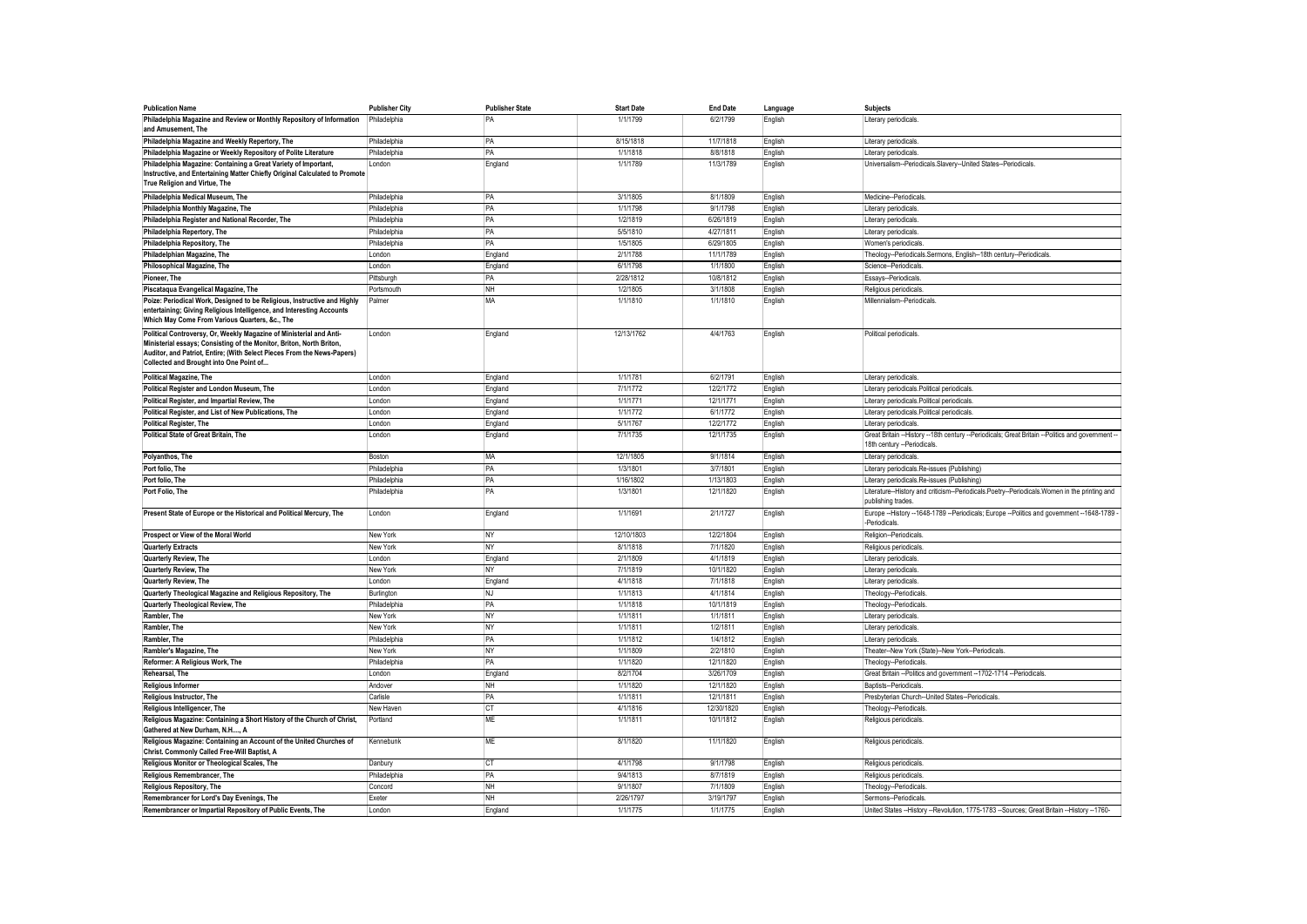| Publication Name | Publisher City | Publisher State | Start Date | End Date | Language | Subjects |
| --- | --- | --- | --- | --- | --- | --- |
| Philadelphia Magazine and Review or Monthly Repository of Information and Amusement, The | Philadelphia | PA | 1/1/1799 | 6/2/1799 | English | Literary periodicals. |
| Philadelphia Magazine and Weekly Repertory, The | Philadelphia | PA | 8/15/1818 | 11/7/1818 | English | Literary periodicals. |
| Philadelphia Magazine or Weekly Repository of Polite Literature | Philadelphia | PA | 1/1/1818 | 8/8/1818 | English | Literary periodicals. |
| Philadelphia Magazine: Containing a Great Variety of Important, Instructive, and Entertaining Matter Chiefly Original Calculated to Promote True Religion and Virtue, The | London | England | 1/1/1789 | 11/3/1789 | English | Universalism--Periodicals.Slavery--United States--Periodicals. |
| Philadelphia Medical Museum, The | Philadelphia | PA | 3/1/1805 | 8/1/1809 | English | Medicine--Periodicals. |
| Philadelphia Monthly Magazine, The | Philadelphia | PA | 1/1/1798 | 9/1/1798 | English | Literary periodicals. |
| Philadelphia Register and National Recorder, The | Philadelphia | PA | 1/2/1819 | 6/26/1819 | English | Literary periodicals. |
| Philadelphia Repertory, The | Philadelphia | PA | 5/5/1810 | 4/27/1811 | English | Literary periodicals. |
| Philadelphia Repository, The | Philadelphia | PA | 1/5/1805 | 6/29/1805 | English | Women's periodicals. |
| Philadelphian Magazine, The | London | England | 2/1/1788 | 11/1/1789 | English | Theology--Periodicals.Sermons, English--18th century--Periodicals. |
| Philosophical Magazine, The | London | England | 6/1/1798 | 1/1/1800 | English | Science--Periodicals. |
| Pioneer, The | Pittsburgh | PA | 2/28/1812 | 10/8/1812 | English | Essays--Periodicals. |
| Piscataqua Evangelical Magazine, The | Portsmouth | NH | 1/2/1805 | 3/1/1808 | English | Religious periodicals. |
| Poize: Periodical Work, Designed to be Religious, Instructive and Highly entertaining; Giving Religious Intelligence, and Interesting Accounts Which May Come From Various Quarters, &c., The | Palmer | MA | 1/1/1810 | 1/1/1810 | English | Millennialism--Periodicals. |
| Political Controversy, Or, Weekly Magazine of Ministerial and Anti-Ministerial essays; Consisting of the Monitor, Briton, North Briton, Auditor, and Patriot, Entire; (With Select Pieces From the News-Papers) Collected and Brought into One Point of... | London | England | 12/13/1762 | 4/4/1763 | English | Political periodicals. |
| Political Magazine, The | London | England | 1/1/1781 | 6/2/1791 | English | Literary periodicals. |
| Political Register and London Museum, The | London | England | 7/1/1772 | 12/2/1772 | English | Literary periodicals.Political periodicals. |
| Political Register, and Impartial Review, The | London | England | 1/1/1771 | 12/1/1771 | English | Literary periodicals.Political periodicals. |
| Political Register, and List of New Publications, The | London | England | 1/1/1772 | 6/1/1772 | English | Literary periodicals.Political periodicals. |
| Political Register, The | London | England | 5/1/1767 | 12/2/1772 | English | Literary periodicals. |
| Political State of Great Britain, The | London | England | 7/1/1735 | 12/1/1735 | English | Great Britain --History --18th century --Periodicals; Great Britain --Politics and government --18th century --Periodicals. |
| Polyanthos, The | Boston | MA | 12/1/1805 | 9/1/1814 | English | Literary periodicals. |
| Port folio, The | Philadelphia | PA | 1/3/1801 | 3/7/1801 | English | Literary periodicals.Re-issues (Publishing) |
| Port folio, The | Philadelphia | PA | 1/16/1802 | 1/13/1803 | English | Literary periodicals.Re-issues (Publishing) |
| Port Folio, The | Philadelphia | PA | 1/3/1801 | 12/1/1820 | English | Literature--History and criticism--Periodicals.Poetry--Periodicals.Women in the printing and publishing trades. |
| Present State of Europe or the Historical and Political Mercury, The | London | England | 1/1/1691 | 2/1/1727 | English | Europe --History --1648-1789 --Periodicals; Europe --Politics and government --1648-1789 --Periodicals. |
| Prospect or View of the Moral World | New York | NY | 12/10/1803 | 12/2/1804 | English | Religion--Periodicals. |
| Quarterly Extracts | New York | NY | 8/1/1818 | 7/1/1820 | English | Religious periodicals. |
| Quarterly Review, The | London | England | 2/1/1809 | 4/1/1819 | English | Literary periodicals. |
| Quarterly Review, The | New York | NY | 7/1/1819 | 10/1/1820 | English | Literary periodicals. |
| Quarterly Review, The | London | England | 4/1/1818 | 7/1/1818 | English | Literary periodicals. |
| Quarterly Theological Magazine and Religious Repository, The | Burlington | NJ | 1/1/1813 | 4/1/1814 | English | Theology--Periodicals. |
| Quarterly Theological Review, The | Philadelphia | PA | 1/1/1818 | 10/1/1819 | English | Theology--Periodicals. |
| Rambler, The | New York | NY | 1/1/1811 | 1/1/1811 | English | Literary periodicals. |
| Rambler, The | New York | NY | 1/1/1811 | 1/2/1811 | English | Literary periodicals. |
| Rambler, The | Philadelphia | PA | 1/1/1812 | 1/4/1812 | English | Literary periodicals. |
| Rambler's Magazine, The | New York | NY | 1/1/1809 | 2/2/1810 | English | Theater--New York (State)--New York--Periodicals. |
| Reformer: A Religious Work, The | Philadelphia | PA | 1/1/1820 | 12/1/1820 | English | Theology--Periodicals. |
| Rehearsal, The | London | England | 8/2/1704 | 3/26/1709 | English | Great Britain --Politics and government --1702-1714 --Periodicals. |
| Religious Informer | Andover | NH | 1/1/1820 | 12/1/1820 | English | Baptists--Periodicals. |
| Religious Instructor, The | Carlisle | PA | 1/1/1811 | 12/1/1811 | English | Presbyterian Church--United States--Periodicals. |
| Religious Intelligencer, The | New Haven | CT | 4/1/1816 | 12/30/1820 | English | Theology--Periodicals. |
| Religious Magazine: Containing a Short History of the Church of Christ, Gathered at New Durham, N.H...., A | Portland | ME | 1/1/1811 | 10/1/1812 | English | Religious periodicals. |
| Religious Magazine: Containing an Account of the United Churches of Christ. Commonly Called Free-Will Baptist, A | Kennebunk | ME | 8/1/1820 | 11/1/1820 | English | Religious periodicals. |
| Religious Monitor or Theological Scales, The | Danbury | CT | 4/1/1798 | 9/1/1798 | English | Religious periodicals. |
| Religious Remembrancer, The | Philadelphia | PA | 9/4/1813 | 8/7/1819 | English | Religious periodicals. |
| Religious Repository, The | Concord | NH | 9/1/1807 | 7/1/1809 | English | Theology--Periodicals. |
| Remembrancer for Lord's Day Evenings, The | Exeter | NH | 2/26/1797 | 3/19/1797 | English | Sermons--Periodicals. |
| Remembrancer or Impartial Repository of Public Events, The | London | England | 1/1/1775 | 1/1/1775 | English | United States --History --Revolution, 1775-1783 --Sources; Great Britain --History --1760- |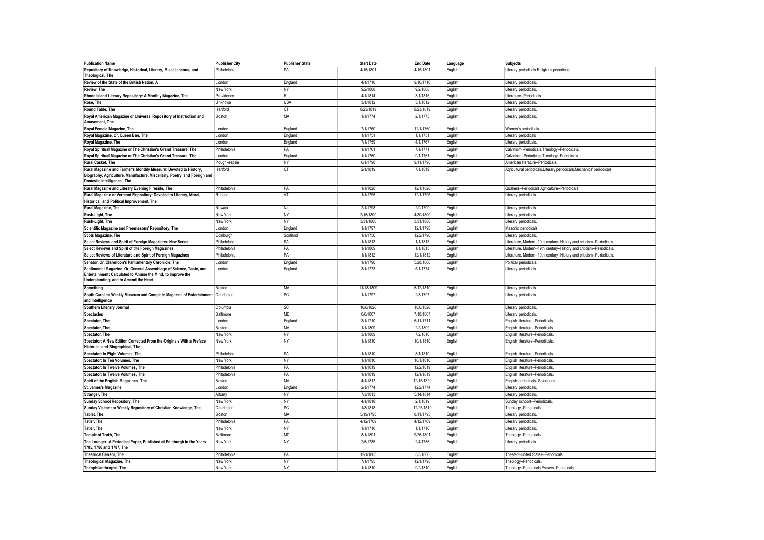| Publication Name | Publisher City | Publisher State | Start Date | End Date | Language | Subjects |
|---|---|---|---|---|---|---|
| Repository of Knowledge, Historical, Literary, Miscellaneous, and Theological, The | Philadelphia | PA | 4/15/1801 | 4/15/1801 | English | Literary periodicals.Religious periodicals. |
| Review of the State of the British Nation, A | London | England | 4/1/1710 | 9/16/1710 | English | Literary periodicals. |
| Review, The | New York | NY | 9/2/1808 | 9/2/1808 | English | Literary periodicals. |
| Rhode Island Literary Repository: A Monthly Magazine, The | Providence | RI | 4/1/1814 | 3/1/1815 | English | Literature--Periodicals. |
| Rose, The | Unknown | USA | 3/1/1812 | 3/1/1812 | English | Literary periodicals. |
| Round Table, The | Hartford | CT | 8/23/1819 | 8/23/1819 | English | Literary periodicals. |
| Royal American Magazine or Universal Repository of Instruction and Amusement, The | Boston | MA | 1/1/1774 | 2/1/1775 | English | Literary periodicals. |
| Royal Female Magazine, The | London | England | 7/1/1760 | 12/1/1760 | English | Women's periodicals. |
| Royal Magazine, Or, Queen Bee, The | London | England | 1/1/1751 | 1/1/1751 | English | Literary periodicals |
| Royal Magazine, The | London | England | 7/1/1759 | 4/1/1767 | English | Literary periodicals. |
| Royal Spiritual Magazine or The Christian's Grand Treasure, The | Philadelphia | PA | 1/1/1761 | 7/1/1771 | English | Calvinism--Periodicals.Theology--Periodicals. |
| Royal Spiritual Magazine or The Christian's Grand Treasure, The | London | England | 1/1/1760 | 9/1/1761 | English | Calvinism--Periodicals.Theology--Periodicals. |
| Rural Casket, The | Poughkeepsie | NY | 6/1/1798 | 9/11/1798 | English | American literature--Periodicals. |
| Rural Magazine and Farmer's Monthly Museum: Devoted to History, Biography, Agriculture, Manufacture, Miscellany, Poetry, and Foreign and Domestic Intelligence , The | Hartford | CT | 2/1/1819 | 7/1/1819 | English | Agricultural periodicals.Literary periodicals.Mechanics' periodicals. |
| Rural Magazine and Literary Evening Fireside, The | Philadelphia | PA | 1/1/1820 | 12/1/1820 | English | Quakers--Periodicals.Agriculture--Periodicals. |
| Rural Magazine or Vermont Repository: Devoted to Literary, Moral, Historical, and Political Improvement, The | Rutland | VT | 1/1/1795 | 12/1/1796 | English | Literary periodicals. |
| Rural Magazine, The | Newark | NJ | 2/1/1798 | 2/9/1799 | English | Literary periodicals. |
| Rush-Light, The | New York | NY | 2/15/1800 | 4/30/1800 | English | Literary periodicals. |
| Rush-Light, The | New York | NY | 3/31/1800 | 3/31/1800 | English | Literary periodicals. |
| Scientific Magazine and Freemasons' Repository, The | London | England | 1/1/1797 | 12/1/1798 | English | Masonic periodicals. |
| Scots Magazine, The | Edinburgh | Scotland | 1/1/1756 | 12/2/1790 | English | Literary periodicals. |
| Select Reviews and Spirit of Foreign Magazines: New Series | Philadelphia | PA | 1/1/1813 | 1/1/1813 | English | Literature, Modern--19th century--History and criticism--Periodicals. |
| Select Reviews and Spirit of the Foreign Magazines | Philadelphia | PA | 1/1/1809 | 1/1/1813 | English | Literature, Modern--19th century--History and criticism--Periodicals. |
| Select Reviews of Literature and Spirit of Foreign Magazines | Philadelphia | PA | 1/1/1812 | 12/1/1812 | English | Literature, Modern--19th century--History and criticism--Periodicals. |
| Senator, Or, Clarendon's Parliamentary Chronicle, The | London | England | 1/1/1790 | 5/28/1800 | English | Political periodicals. |
| Sentimental Magazine, Or, General Assemblage of Science, Taste, and Entertainment: Calculated to Amuse the Mind, to Improve the Understanding, and to Amend the Heart | London | England | 3/1/1773 | 5/1/1774 | English | Literary periodicals. |
| Something | Boston | MA | 11/18/1809 | 5/12/1810 | English | Literary periodicals. |
| South Carolina Weekly Museum and Complete Magazine of Entertainment and Intelligence | Charleston | SC | 1/1/1797 | 2/3/1797 | English | Literary periodicals. |
| Southern Literary Journal | Columbia | SC | 10/6/1820 | 10/6/1820 | English | Literary periodicals. |
| Spectacles | Baltimore | MD | 6/6/1807 | 7/18/1807 | English | Literary periodicals. |
| Spectator, The | London | England | 3/1/1710 | 5/11/1711 | English | English literature--Periodicals. |
| Spectator, The | Boston | MA | 1/1/1809 | 2/2/1809 | English | English literature--Periodicals. |
| Spectator, The | New York | NY | 3/1/1809 | 7/2/1810 | English | English literature--Periodicals. |
| Spectator: A New Edition Corrected From the Originals With a Preface Historical and Biographical, The | New York | NY | 1/1/1810 | 10/1/1810 | English | English literature--Periodicals. |
| Spectator: In Eight Volumes, The | Philadelphia | PA | 1/1/1810 | 8/1/1810 | English | English literature--Periodicals. |
| Spectator: In Ten Volumes, The | New York | NY | 1/1/1810 | 10/1/1810 | English | English literature--Periodicals. |
| Spectator: In Twelve Volumes, The | Philadelphia | PA | 1/1/1819 | 12/2/1819 | English | English literature--Periodicals. |
| Spectator: In Twelve Volumes, The | Philadelphia | PA | 1/1/1819 | 12/1/1819 | English | English literature--Periodicals. |
| Spirit of the English Magazines, The | Boston | MA | 4/1/1817 | 12/15/1820 | English | English periodicals--Selections. |
| St. James's Magazine | London | England | 2/1/1774 | 12/2/1774 | English | Literary periodicals. |
| Stranger, The | Albany | NY | 7/3/1813 | 5/14/1814 | English | Literary periodicals. |
| Sunday School Repository, The | New York | NY | 4/1/1818 | 2/1/1819 | English | Sunday schools--Periodicals. |
| Sunday Visitant or Weekly Repository of Christian Knowledge, The | Charleston | SC | 1/3/1818 | 12/25/1819 | English | Theology--Periodicals. |
| Tablet, The | Boston | MA | 5/19/1795 | 8/11/1795 | English | Literary periodicals. |
| Tatler, The | Philadelphia | PA | 4/12/1709 | 4/12/1709 | English | Literary periodicals. |
| Tatler, The | New York | NY | 1/1/1710 | 1/1/1710 | English | Literary periodicals. |
| Temple of Truth, The | Baltimore | MD | 8/1/1801 | 9/26/1801 | English | Theology--Periodicals. |
| The Lounger: A Periodical Paper, Published at Edinburgh in the Years 1785, 1786 and 1787, The | New York | NY | 2/5/1785 | 2/4/1786 | English | Literary periodicals. |
| Theatrical Censor, The | Philadelphia | PA | 12/1/1805 | 3/3/1806 | English | Theater--United States--Periodicals. |
| Theological Magazine, The | New York | NY | 7/1/1795 | 12/1/1798 | English | Theology--Periodicals. |
| Theophilanthropist, The | New York | NY | 1/1/1810 | 9/2/1810 | English | Theology--Periodicals.Essays--Periodicals. |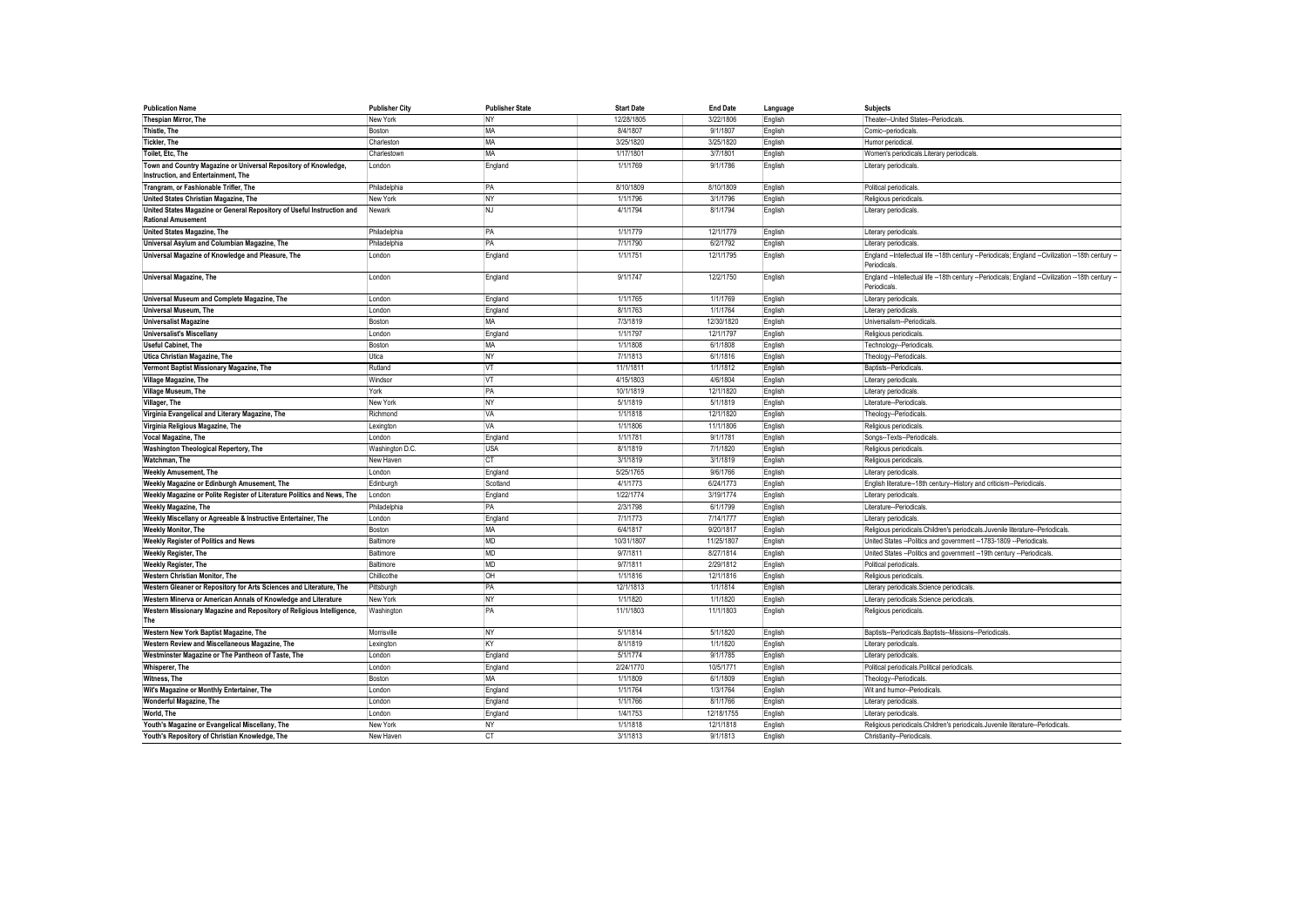| Publication Name | Publisher City | Publisher State | Start Date | End Date | Language | Subjects |
|---|---|---|---|---|---|---|
| Thespian Mirror, The | New York | NY | 12/28/1805 | 3/22/1806 | English | Theater--United States--Periodicals. |
| Thistle, The | Boston | MA | 8/4/1807 | 9/1/1807 | English | Comic--periodicals. |
| Tickler, The | Charleston | MA | 3/25/1820 | 3/25/1820 | English | Humor periodical. |
| Toilet, Etc, The | Charlestown | MA | 1/17/1801 | 3/7/1801 | English | Women's periodicals.Literary periodicals. |
| Town and Country Magazine or Universal Repository of Knowledge, Instruction, and Entertainment, The | London | England | 1/1/1769 | 9/1/1786 | English | Literary periodicals. |
| Trangram, or Fashionable Trifler, The | Philadelphia | PA | 8/10/1809 | 8/10/1809 | English | Political periodicals. |
| United States Christian Magazine, The | New York | NY | 1/1/1796 | 3/1/1796 | English | Religious periodicals. |
| United States Magazine or General Repository of Useful Instruction and Rational Amusement | Newark | NJ | 4/1/1794 | 8/1/1794 | English | Literary periodicals. |
| United States Magazine, The | Philadelphia | PA | 1/1/1779 | 12/1/1779 | English | Literary periodicals. |
| Universal Asylum and Columbian Magazine, The | Philadelphia | PA | 7/1/1790 | 6/2/1792 | English | Literary periodicals. |
| Universal Magazine of Knowledge and Pleasure, The | London | England | 1/1/1751 | 12/1/1795 | English | England --Intellectual life --18th century --Periodicals; England --Civilization --18th century --Periodicals. |
| Universal Magazine, The | London | England | 9/1/1747 | 12/2/1750 | English | England --Intellectual life --18th century --Periodicals; England --Civilization --18th century --Periodicals. |
| Universal Museum and Complete Magazine, The | London | England | 1/1/1765 | 1/1/1769 | English | Literary periodicals. |
| Universal Museum, The | London | England | 8/1/1763 | 1/1/1764 | English | Literary periodicals. |
| Universalist Magazine | Boston | MA | 7/3/1819 | 12/30/1820 | English | Universalism--Periodicals. |
| Universalist's Miscellany | London | England | 1/1/1797 | 12/1/1797 | English | Religious periodicals. |
| Useful Cabinet, The | Boston | MA | 1/1/1808 | 6/1/1808 | English | Technology--Periodicals. |
| Utica Christian Magazine, The | Utica | NY | 7/1/1813 | 6/1/1816 | English | Theology--Periodicals. |
| Vermont Baptist Missionary Magazine, The | Rutland | VT | 11/1/1811 | 1/1/1812 | English | Baptists--Periodicals. |
| Village Magazine, The | Windsor | VT | 4/15/1803 | 4/6/1804 | English | Literary periodicals. |
| Village Museum, The | York | PA | 10/1/1819 | 12/1/1820 | English | Literary periodicals. |
| Villager, The | New York | NY | 5/1/1819 | 5/1/1819 | English | Literature--Periodicals. |
| Virginia Evangelical and Literary Magazine, The | Richmond | VA | 1/1/1818 | 12/1/1820 | English | Theology--Periodicals. |
| Virginia Religious Magazine, The | Lexington | VA | 1/1/1806 | 11/1/1806 | English | Religious periodicals. |
| Vocal Magazine, The | London | England | 1/1/1781 | 9/1/1781 | English | Songs--Texts--Periodicals. |
| Washington Theological Repertory, The | Washington D.C. | USA | 8/1/1819 | 7/1/1820 | English | Religious periodicals. |
| Watchman, The | New Haven | CT | 3/1/1819 | 3/1/1819 | English | Religious periodicals. |
| Weekly Amusement, The | London | England | 5/25/1765 | 9/6/1766 | English | Literary periodicals. |
| Weekly Magazine or Edinburgh Amusement, The | Edinburgh | Scotland | 4/1/1773 | 6/24/1773 | English | English literature--18th century--History and criticism--Periodicals. |
| Weekly Magazine or Polite Register of Literature Politics and News, The | London | England | 1/22/1774 | 3/19/1774 | English | Literary periodicals. |
| Weekly Magazine, The | Philadelphia | PA | 2/3/1798 | 6/1/1799 | English | Literature--Periodicals. |
| Weekly Miscellany or Agreeable & Instructive Entertainer, The | London | England | 7/1/1773 | 7/14/1777 | English | Literary periodicals. |
| Weekly Monitor, The | Boston | MA | 6/4/1817 | 9/20/1817 | English | Religious periodicals.Children's periodicals.Juvenile literature--Periodicals. |
| Weekly Register of Politics and News | Baltimore | MD | 10/31/1807 | 11/25/1807 | English | United States --Politics and government --1783-1809 --Periodicals. |
| Weekly Register, The | Baltimore | MD | 9/7/1811 | 8/27/1814 | English | United States --Politics and government --19th century --Periodicals. |
| Weekly Register, The | Baltimore | MD | 9/7/1811 | 2/29/1812 | English | Political periodicals. |
| Western Christian Monitor, The | Chillicothe | OH | 1/1/1816 | 12/1/1816 | English | Religious periodicals. |
| Western Gleaner or Repository for Arts Sciences and Literature, The | Pittsburgh | PA | 12/1/1813 | 1/1/1814 | English | Literary periodicals.Science periodicals. |
| Western Minerva or American Annals of Knowledge and Literature | New York | NY | 1/1/1820 | 1/1/1820 | English | Literary periodicals.Science periodicals. |
| Western Missionary Magazine and Repository of Religious Intelligence, The | Washington | PA | 11/1/1803 | 11/1/1803 | English | Religious periodicals. |
| Western New York Baptist Magazine, The | Morrisville | NY | 5/1/1814 | 5/1/1820 | English | Baptists--Periodicals.Baptists--Missions--Periodicals. |
| Western Review and Miscellaneous Magazine, The | Lexington | KY | 8/1/1819 | 1/1/1820 | English | Literary periodicals. |
| Westminster Magazine or The Pantheon of Taste, The | London | England | 5/1/1774 | 9/1/1785 | English | Literary periodicals. |
| Whisperer, The | London | England | 2/24/1770 | 10/5/1771 | English | Political periodicals.Political periodicals. |
| Witness, The | Boston | MA | 1/1/1809 | 6/1/1809 | English | Theology--Periodicals. |
| Wit's Magazine or Monthly Entertainer, The | London | England | 1/1/1764 | 1/3/1764 | English | Wit and humor--Periodicals. |
| Wonderful Magazine, The | London | England | 1/1/1766 | 8/1/1766 | English | Literary periodicals. |
| World, The | London | England | 1/4/1753 | 12/18/1755 | English | Literary periodicals. |
| Youth's Magazine or Evangelical Miscellany, The | New York | NY | 1/1/1818 | 12/1/1818 | English | Religious periodicals.Children's periodicals.Juvenile literature--Periodicals. |
| Youth's Repository of Christian Knowledge, The | New Haven | CT | 3/1/1813 | 9/1/1813 | English | Christianity--Periodicals. |